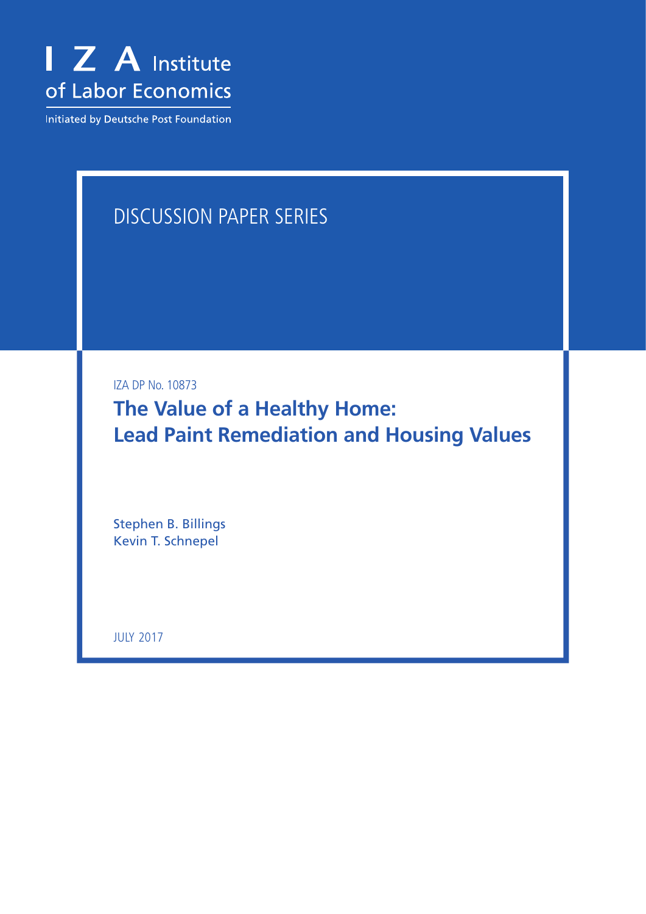I Z A Institute of Labor Economics

Initiated by Deutsche Post Foundation

DISCUSSION PAPER SERIES

IZA DP No. 10873

# The Value of a Healthy Home: Lead Paint Remediation and Housing Values

Stephen B. Billings
Kevin T. Schnepel

JULY 2017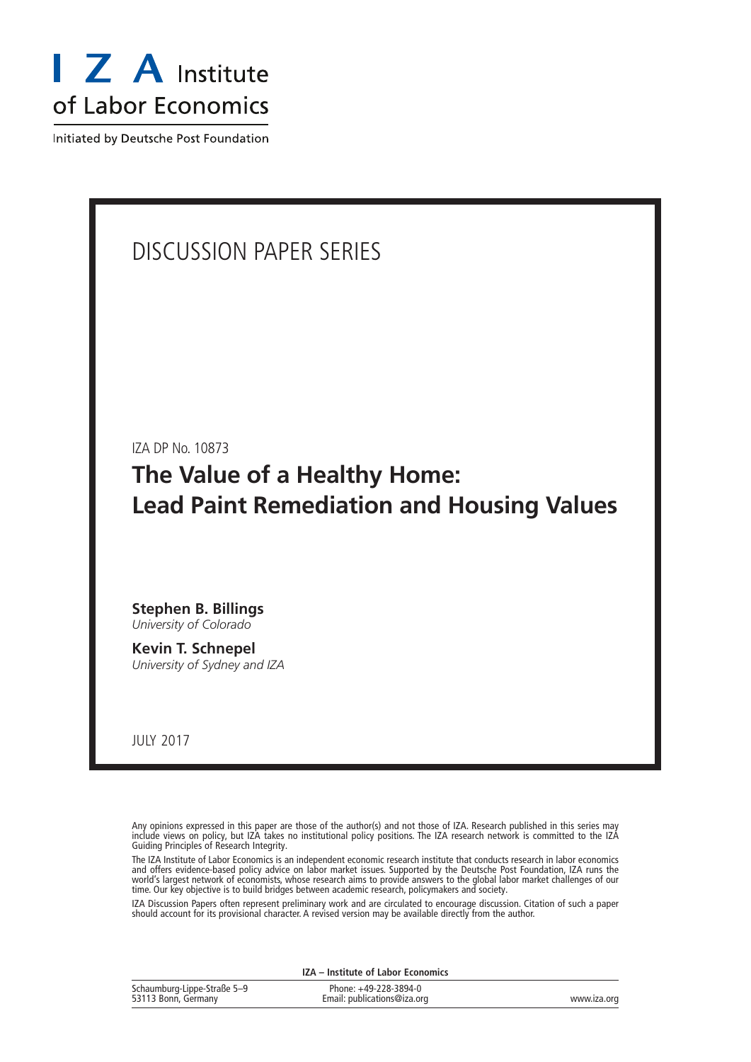# I Z A Institute of Labor Economics

Initiated by Deutsche Post Foundation

DISCUSSION PAPER SERIES

IZA DP No. 10873

## The Value of a Healthy Home: Lead Paint Remediation and Housing Values

**Stephen B. Billings**
*University of Colorado*

**Kevin T. Schnepel**
*University of Sydney and IZA*

JULY 2017

Any opinions expressed in this paper are those of the author(s) and not those of IZA. Research published in this series may include views on policy, but IZA takes no institutional policy positions. The IZA research network is committed to the IZA Guiding Principles of Research Integrity.

The IZA Institute of Labor Economics is an independent economic research institute that conducts research in labor economics and offers evidence-based policy advice on labor market issues. Supported by the Deutsche Post Foundation, IZA runs the world's largest network of economists, whose research aims to provide answers to the global labor market challenges of our time. Our key objective is to build bridges between academic research, policymakers and society.

IZA Discussion Papers often represent preliminary work and are circulated to encourage discussion. Citation of such a paper should account for its provisional character. A revised version may be available directly from the author.

**IZA – Institute of Labor Economics**

Schaumburg-Lippe-Straße 5–9
53113 Bonn, Germany

Phone: +49-228-3894-0
Email: publications@iza.org

www.iza.org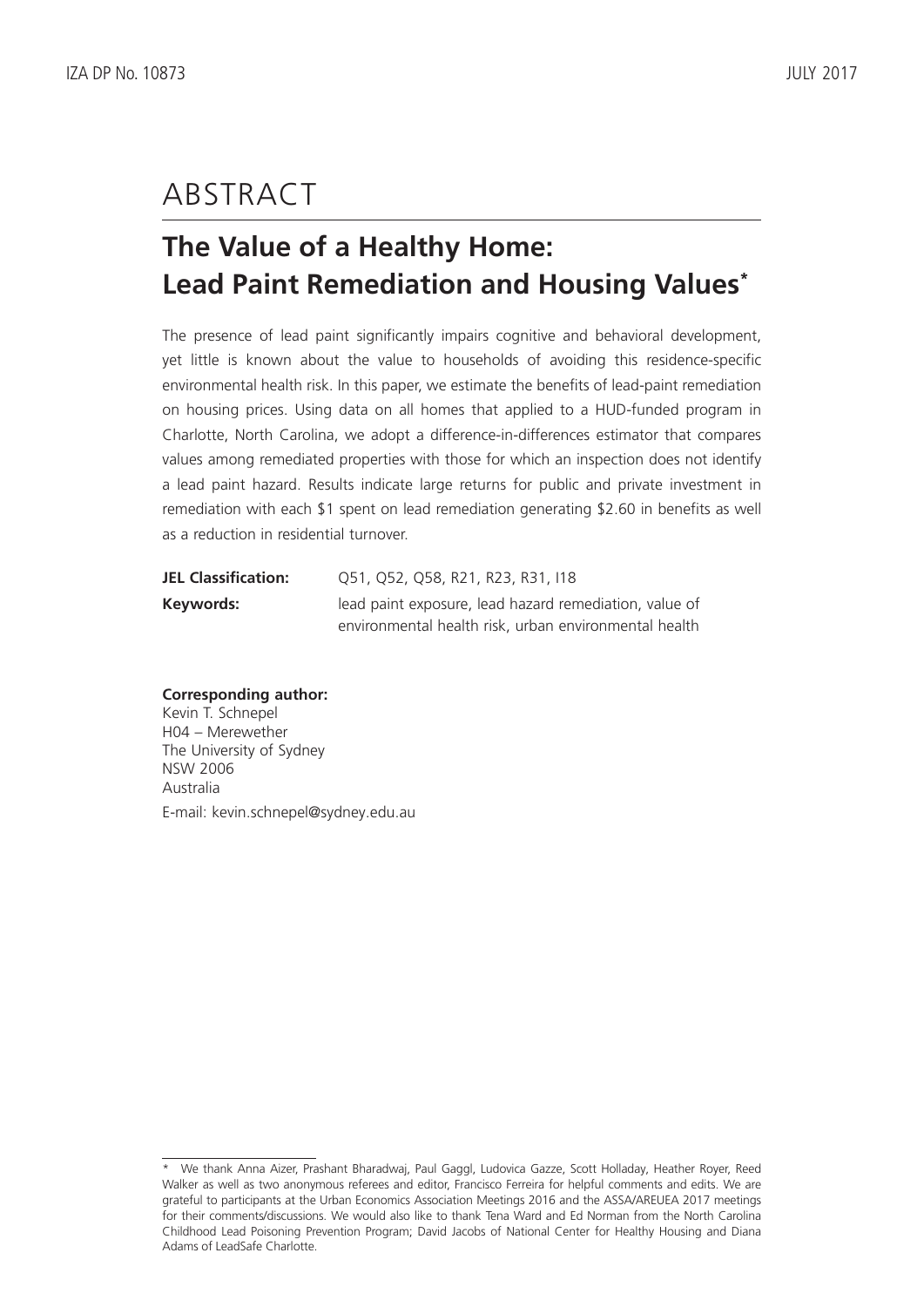# ABSTRACT

## The Value of a Healthy Home: Lead Paint Remediation and Housing Values*

The presence of lead paint significantly impairs cognitive and behavioral development, yet little is known about the value to households of avoiding this residence-specific environmental health risk. In this paper, we estimate the benefits of lead-paint remediation on housing prices. Using data on all homes that applied to a HUD-funded program in Charlotte, North Carolina, we adopt a difference-in-differences estimator that compares values among remediated properties with those for which an inspection does not identify a lead paint hazard. Results indicate large returns for public and private investment in remediation with each $1 spent on lead remediation generating $2.60 in benefits as well as a reduction in residential turnover.

**JEL Classification:** Q51, Q52, Q58, R21, R23, R31, I18

**Keywords:** lead paint exposure, lead hazard remediation, value of environmental health risk, urban environmental health

**Corresponding author:**
Kevin T. Schnepel
H04 – Merewether
The University of Sydney
NSW 2006
Australia
E-mail: kevin.schnepel@sydney.edu.au

---

* We thank Anna Aizer, Prashant Bharadwaj, Paul Gaggl, Ludovica Gazze, Scott Holladay, Heather Royer, Reed Walker as well as two anonymous referees and editor, Francisco Ferreira for helpful comments and edits. We are grateful to participants at the Urban Economics Association Meetings 2016 and the ASSA/AREUEA 2017 meetings for their comments/discussions. We would also like to thank Tena Ward and Ed Norman from the North Carolina Childhood Lead Poisoning Prevention Program; David Jacobs of National Center for Healthy Housing and Diana Adams of LeadSafe Charlotte.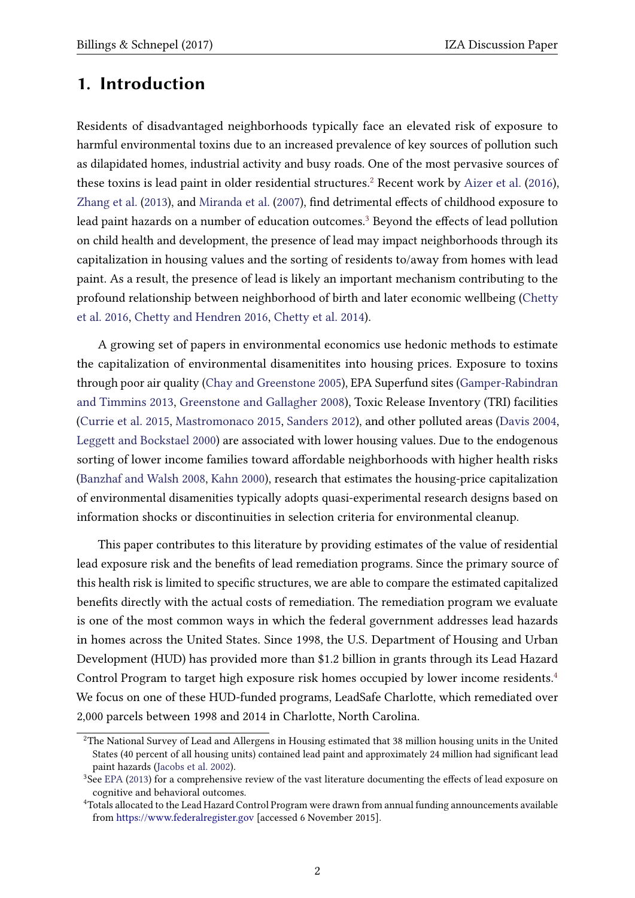# 1. Introduction

Residents of disadvantaged neighborhoods typically face an elevated risk of exposure to harmful environmental toxins due to an increased prevalence of key sources of pollution such as dilapidated homes, industrial activity and busy roads. One of the most pervasive sources of these toxins is lead paint in older residential structures.[2] Recent work by Aizer et al. (2016), Zhang et al. (2013), and Miranda et al. (2007), find detrimental effects of childhood exposure to lead paint hazards on a number of education outcomes.[3] Beyond the effects of lead pollution on child health and development, the presence of lead may impact neighborhoods through its capitalization in housing values and the sorting of residents to/away from homes with lead paint. As a result, the presence of lead is likely an important mechanism contributing to the profound relationship between neighborhood of birth and later economic wellbeing (Chetty et al. 2016, Chetty and Hendren 2016, Chetty et al. 2014).

A growing set of papers in environmental economics use hedonic methods to estimate the capitalization of environmental disamenitites into housing prices. Exposure to toxins through poor air quality (Chay and Greenstone 2005), EPA Superfund sites (Gamper-Rabindran and Timmins 2013, Greenstone and Gallagher 2008), Toxic Release Inventory (TRI) facilities (Currie et al. 2015, Mastromonaco 2015, Sanders 2012), and other polluted areas (Davis 2004, Leggett and Bockstael 2000) are associated with lower housing values. Due to the endogenous sorting of lower income families toward affordable neighborhoods with higher health risks (Banzhaf and Walsh 2008, Kahn 2000), research that estimates the housing-price capitalization of environmental disamenities typically adopts quasi-experimental research designs based on information shocks or discontinuities in selection criteria for environmental cleanup.

This paper contributes to this literature by providing estimates of the value of residential lead exposure risk and the benefits of lead remediation programs. Since the primary source of this health risk is limited to specific structures, we are able to compare the estimated capitalized benefits directly with the actual costs of remediation. The remediation program we evaluate is one of the most common ways in which the federal government addresses lead hazards in homes across the United States. Since 1998, the U.S. Department of Housing and Urban Development (HUD) has provided more than \$1.2 billion in grants through its Lead Hazard Control Program to target high exposure risk homes occupied by lower income residents.[4] We focus on one of these HUD-funded programs, LeadSafe Charlotte, which remediated over 2,000 parcels between 1998 and 2014 in Charlotte, North Carolina.

[2] The National Survey of Lead and Allergens in Housing estimated that 38 million housing units in the United States (40 percent of all housing units) contained lead paint and approximately 24 million had significant lead paint hazards (Jacobs et al. 2002).

[3] See EPA (2013) for a comprehensive review of the vast literature documenting the effects of lead exposure on cognitive and behavioral outcomes.

[4] Totals allocated to the Lead Hazard Control Program were drawn from annual funding announcements available from https://www.federalregister.gov [accessed 6 November 2015].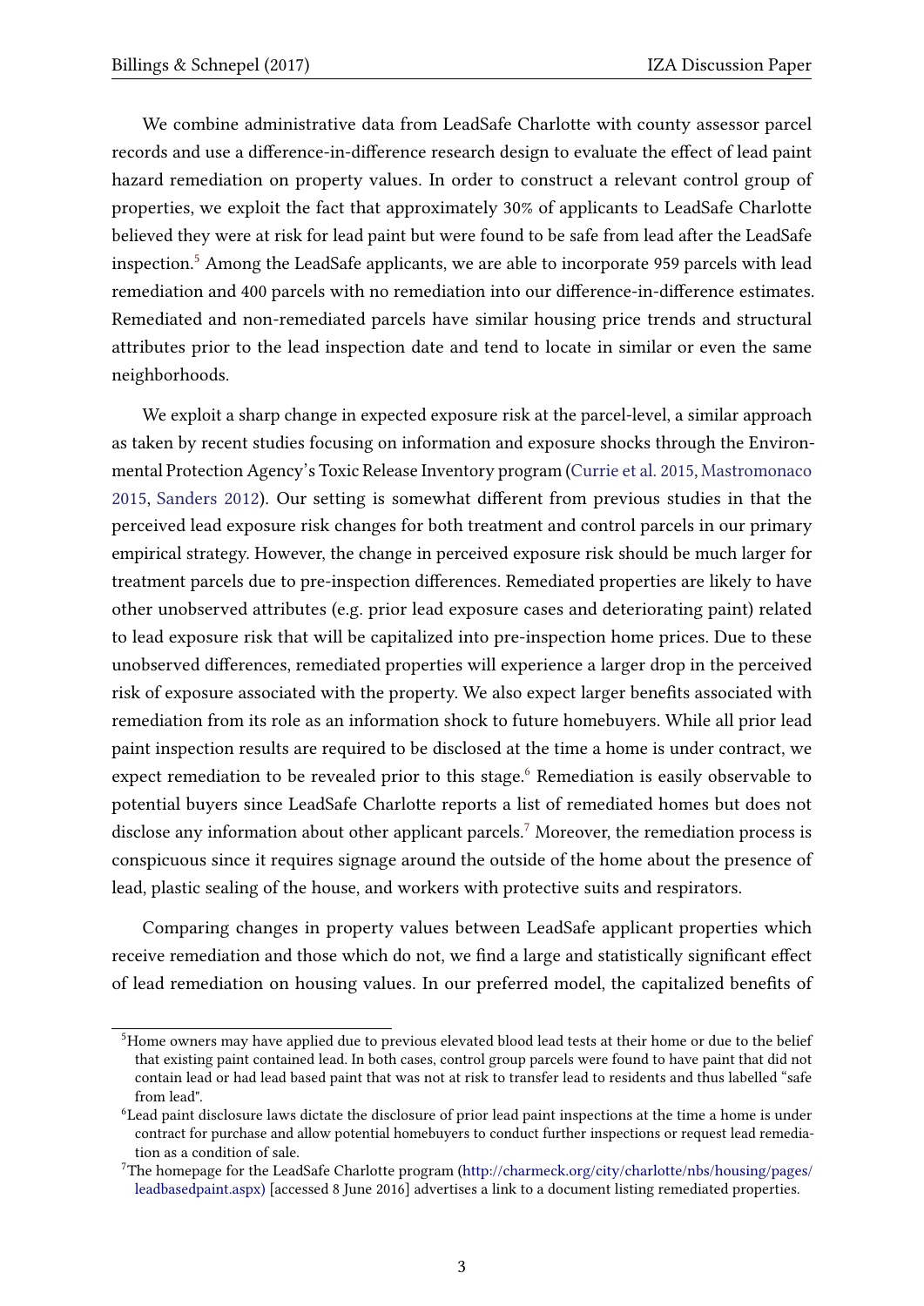We combine administrative data from LeadSafe Charlotte with county assessor parcel records and use a difference-in-difference research design to evaluate the effect of lead paint hazard remediation on property values. In order to construct a relevant control group of properties, we exploit the fact that approximately 30% of applicants to LeadSafe Charlotte believed they were at risk for lead paint but were found to be safe from lead after the LeadSafe inspection.[5] Among the LeadSafe applicants, we are able to incorporate 959 parcels with lead remediation and 400 parcels with no remediation into our difference-in-difference estimates. Remediated and non-remediated parcels have similar housing price trends and structural attributes prior to the lead inspection date and tend to locate in similar or even the same neighborhoods.

We exploit a sharp change in expected exposure risk at the parcel-level, a similar approach as taken by recent studies focusing on information and exposure shocks through the Environmental Protection Agency's Toxic Release Inventory program (Currie et al. 2015, Mastromonaco 2015, Sanders 2012). Our setting is somewhat different from previous studies in that the perceived lead exposure risk changes for both treatment and control parcels in our primary empirical strategy. However, the change in perceived exposure risk should be much larger for treatment parcels due to pre-inspection differences. Remediated properties are likely to have other unobserved attributes (e.g. prior lead exposure cases and deteriorating paint) related to lead exposure risk that will be capitalized into pre-inspection home prices. Due to these unobserved differences, remediated properties will experience a larger drop in the perceived risk of exposure associated with the property. We also expect larger benefits associated with remediation from its role as an information shock to future homebuyers. While all prior lead paint inspection results are required to be disclosed at the time a home is under contract, we expect remediation to be revealed prior to this stage.[6] Remediation is easily observable to potential buyers since LeadSafe Charlotte reports a list of remediated homes but does not disclose any information about other applicant parcels.[7] Moreover, the remediation process is conspicuous since it requires signage around the outside of the home about the presence of lead, plastic sealing of the house, and workers with protective suits and respirators.

Comparing changes in property values between LeadSafe applicant properties which receive remediation and those which do not, we find a large and statistically significant effect of lead remediation on housing values. In our preferred model, the capitalized benefits of

---

[5] Home owners may have applied due to previous elevated blood lead tests at their home or due to the belief that existing paint contained lead. In both cases, control group parcels were found to have paint that did not contain lead or had lead based paint that was not at risk to transfer lead to residents and thus labelled "safe from lead".

[6] Lead paint disclosure laws dictate the disclosure of prior lead paint inspections at the time a home is under contract for purchase and allow potential homebuyers to conduct further inspections or request lead remediation as a condition of sale.

[7] The homepage for the LeadSafe Charlotte program (http://charmeck.org/city/charlotte/nbs/housing/pages/leadbasedpaint.aspx) [accessed 8 June 2016] advertises a link to a document listing remediated properties.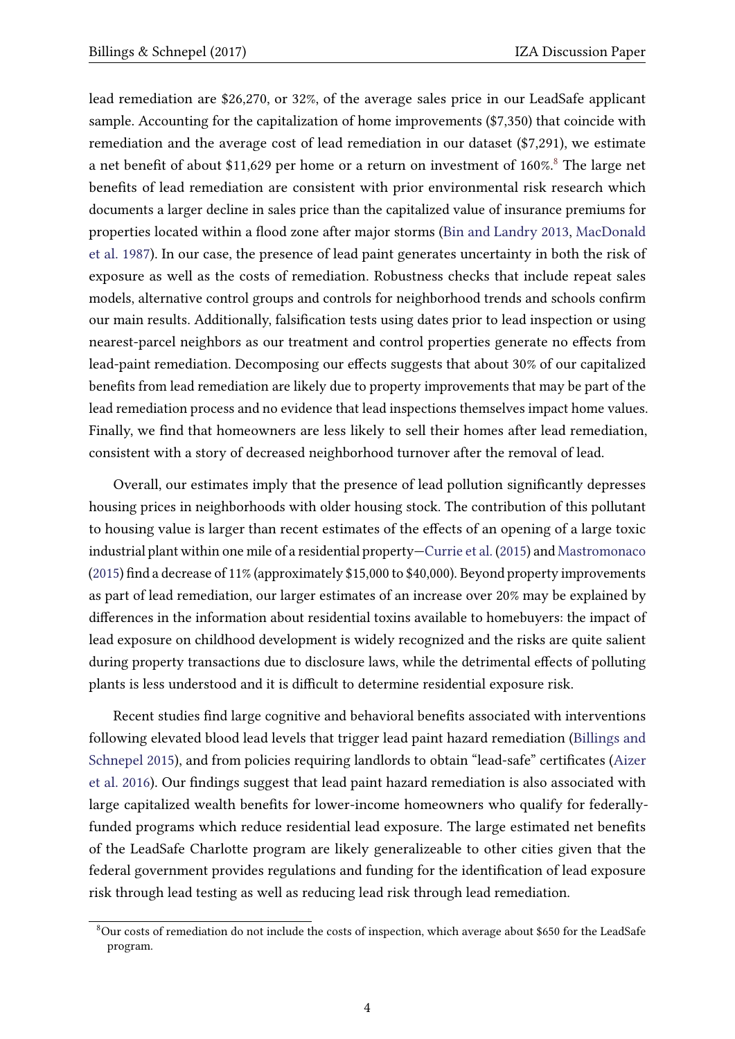lead remediation are $26,270, or 32%, of the average sales price in our LeadSafe applicant sample. Accounting for the capitalization of home improvements ($7,350) that coincide with remediation and the average cost of lead remediation in our dataset ($7,291), we estimate a net benefit of about $11,629 per home or a return on investment of 160%.[8] The large net benefits of lead remediation are consistent with prior environmental risk research which documents a larger decline in sales price than the capitalized value of insurance premiums for properties located within a flood zone after major storms (Bin and Landry 2013, MacDonald et al. 1987). In our case, the presence of lead paint generates uncertainty in both the risk of exposure as well as the costs of remediation. Robustness checks that include repeat sales models, alternative control groups and controls for neighborhood trends and schools confirm our main results. Additionally, falsification tests using dates prior to lead inspection or using nearest-parcel neighbors as our treatment and control properties generate no effects from lead-paint remediation. Decomposing our effects suggests that about 30% of our capitalized benefits from lead remediation are likely due to property improvements that may be part of the lead remediation process and no evidence that lead inspections themselves impact home values. Finally, we find that homeowners are less likely to sell their homes after lead remediation, consistent with a story of decreased neighborhood turnover after the removal of lead.

Overall, our estimates imply that the presence of lead pollution significantly depresses housing prices in neighborhoods with older housing stock. The contribution of this pollutant to housing value is larger than recent estimates of the effects of an opening of a large toxic industrial plant within one mile of a residential property—Currie et al. (2015) and Mastromonaco (2015) find a decrease of 11% (approximately $15,000 to $40,000). Beyond property improvements as part of lead remediation, our larger estimates of an increase over 20% may be explained by differences in the information about residential toxins available to homebuyers: the impact of lead exposure on childhood development is widely recognized and the risks are quite salient during property transactions due to disclosure laws, while the detrimental effects of polluting plants is less understood and it is difficult to determine residential exposure risk.

Recent studies find large cognitive and behavioral benefits associated with interventions following elevated blood lead levels that trigger lead paint hazard remediation (Billings and Schnepel 2015), and from policies requiring landlords to obtain "lead-safe" certificates (Aizer et al. 2016). Our findings suggest that lead paint hazard remediation is also associated with large capitalized wealth benefits for lower-income homeowners who qualify for federally-funded programs which reduce residential lead exposure. The large estimated net benefits of the LeadSafe Charlotte program are likely generalizeable to other cities given that the federal government provides regulations and funding for the identification of lead exposure risk through lead testing as well as reducing lead risk through lead remediation.

[8] Our costs of remediation do not include the costs of inspection, which average about $650 for the LeadSafe program.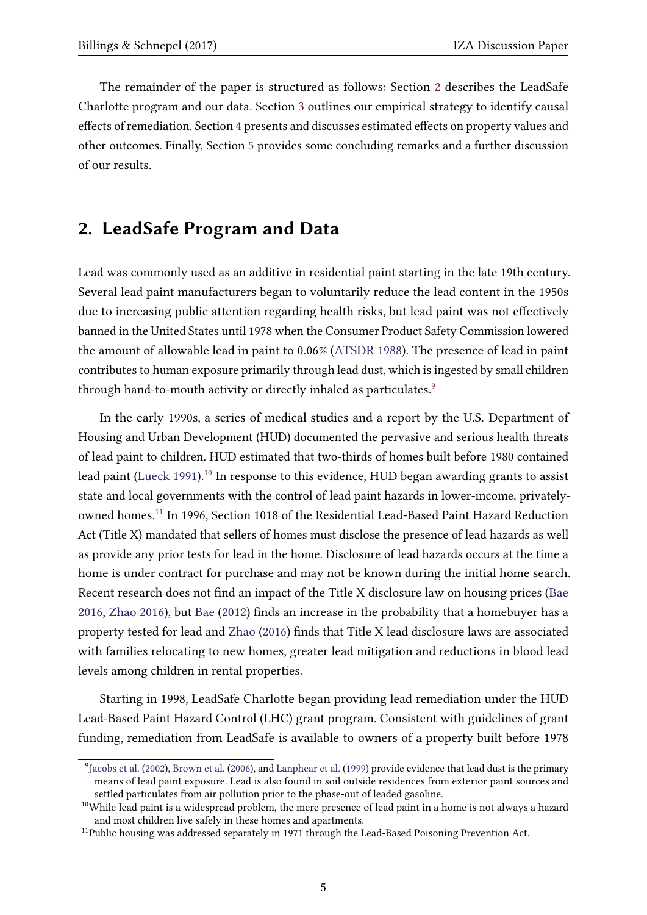The remainder of the paper is structured as follows: Section 2 describes the LeadSafe Charlotte program and our data. Section 3 outlines our empirical strategy to identify causal effects of remediation. Section 4 presents and discusses estimated effects on property values and other outcomes. Finally, Section 5 provides some concluding remarks and a further discussion of our results.

## 2. LeadSafe Program and Data

Lead was commonly used as an additive in residential paint starting in the late 19th century. Several lead paint manufacturers began to voluntarily reduce the lead content in the 1950s due to increasing public attention regarding health risks, but lead paint was not effectively banned in the United States until 1978 when the Consumer Product Safety Commission lowered the amount of allowable lead in paint to 0.06% (ATSDR 1988). The presence of lead in paint contributes to human exposure primarily through lead dust, which is ingested by small children through hand-to-mouth activity or directly inhaled as particulates.[9]

In the early 1990s, a series of medical studies and a report by the U.S. Department of Housing and Urban Development (HUD) documented the pervasive and serious health threats of lead paint to children. HUD estimated that two-thirds of homes built before 1980 contained lead paint (Lueck 1991).[10] In response to this evidence, HUD began awarding grants to assist state and local governments with the control of lead paint hazards in lower-income, privately-owned homes.[11] In 1996, Section 1018 of the Residential Lead-Based Paint Hazard Reduction Act (Title X) mandated that sellers of homes must disclose the presence of lead hazards as well as provide any prior tests for lead in the home. Disclosure of lead hazards occurs at the time a home is under contract for purchase and may not be known during the initial home search. Recent research does not find an impact of the Title X disclosure law on housing prices (Bae 2016, Zhao 2016), but Bae (2012) finds an increase in the probability that a homebuyer has a property tested for lead and Zhao (2016) finds that Title X lead disclosure laws are associated with families relocating to new homes, greater lead mitigation and reductions in blood lead levels among children in rental properties.

Starting in 1998, LeadSafe Charlotte began providing lead remediation under the HUD Lead-Based Paint Hazard Control (LHC) grant program. Consistent with guidelines of grant funding, remediation from LeadSafe is available to owners of a property built before 1978

[9] Jacobs et al. (2002), Brown et al. (2006), and Lanphear et al. (1999) provide evidence that lead dust is the primary means of lead paint exposure. Lead is also found in soil outside residences from exterior paint sources and settled particulates from air pollution prior to the phase-out of leaded gasoline.

[10] While lead paint is a widespread problem, the mere presence of lead paint in a home is not always a hazard and most children live safely in these homes and apartments.

[11] Public housing was addressed separately in 1971 through the Lead-Based Poisoning Prevention Act.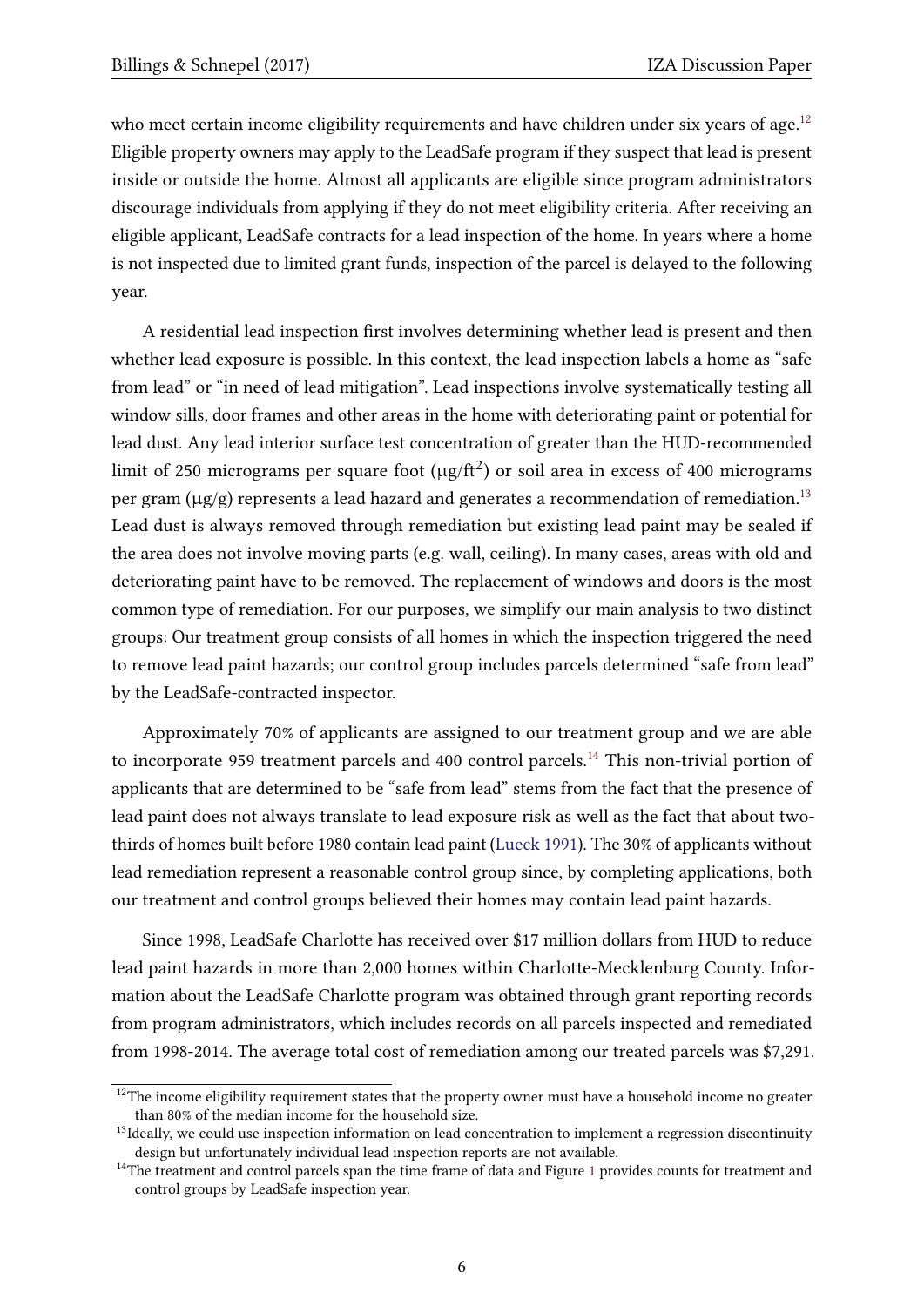who meet certain income eligibility requirements and have children under six years of age.[12] Eligible property owners may apply to the LeadSafe program if they suspect that lead is present inside or outside the home. Almost all applicants are eligible since program administrators discourage individuals from applying if they do not meet eligibility criteria. After receiving an eligible applicant, LeadSafe contracts for a lead inspection of the home. In years where a home is not inspected due to limited grant funds, inspection of the parcel is delayed to the following year.

A residential lead inspection first involves determining whether lead is present and then whether lead exposure is possible. In this context, the lead inspection labels a home as "safe from lead" or "in need of lead mitigation". Lead inspections involve systematically testing all window sills, door frames and other areas in the home with deteriorating paint or potential for lead dust. Any lead interior surface test concentration of greater than the HUD-recommended limit of 250 micrograms per square foot ($\mu g/ft^2$) or soil area in excess of 400 micrograms per gram ($\mu g/g$) represents a lead hazard and generates a recommendation of remediation.[13] Lead dust is always removed through remediation but existing lead paint may be sealed if the area does not involve moving parts (e.g. wall, ceiling). In many cases, areas with old and deteriorating paint have to be removed. The replacement of windows and doors is the most common type of remediation. For our purposes, we simplify our main analysis to two distinct groups: Our treatment group consists of all homes in which the inspection triggered the need to remove lead paint hazards; our control group includes parcels determined "safe from lead" by the LeadSafe-contracted inspector.

Approximately 70% of applicants are assigned to our treatment group and we are able to incorporate 959 treatment parcels and 400 control parcels.[14] This non-trivial portion of applicants that are determined to be "safe from lead" stems from the fact that the presence of lead paint does not always translate to lead exposure risk as well as the fact that about two-thirds of homes built before 1980 contain lead paint (Lueck 1991). The 30% of applicants without lead remediation represent a reasonable control group since, by completing applications, both our treatment and control groups believed their homes may contain lead paint hazards.

Since 1998, LeadSafe Charlotte has received over $17 million dollars from HUD to reduce lead paint hazards in more than 2,000 homes within Charlotte-Mecklenburg County. Information about the LeadSafe Charlotte program was obtained through grant reporting records from program administrators, which includes records on all parcels inspected and remediated from 1998-2014. The average total cost of remediation among our treated parcels was $7,291.

[12] The income eligibility requirement states that the property owner must have a household income no greater than 80% of the median income for the household size.

[13] Ideally, we could use inspection information on lead concentration to implement a regression discontinuity design but unfortunately individual lead inspection reports are not available.

[14] The treatment and control parcels span the time frame of data and Figure 1 provides counts for treatment and control groups by LeadSafe inspection year.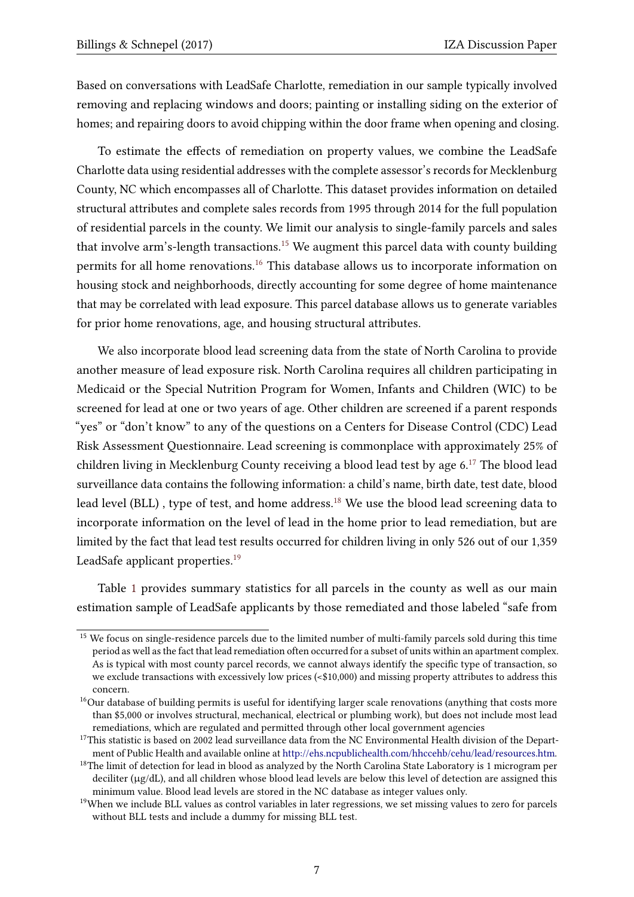Based on conversations with LeadSafe Charlotte, remediation in our sample typically involved removing and replacing windows and doors; painting or installing siding on the exterior of homes; and repairing doors to avoid chipping within the door frame when opening and closing.

To estimate the effects of remediation on property values, we combine the LeadSafe Charlotte data using residential addresses with the complete assessor's records for Mecklenburg County, NC which encompasses all of Charlotte. This dataset provides information on detailed structural attributes and complete sales records from 1995 through 2014 for the full population of residential parcels in the county. We limit our analysis to single-family parcels and sales that involve arm's-length transactions.[15] We augment this parcel data with county building permits for all home renovations.[16] This database allows us to incorporate information on housing stock and neighborhoods, directly accounting for some degree of home maintenance that may be correlated with lead exposure. This parcel database allows us to generate variables for prior home renovations, age, and housing structural attributes.

We also incorporate blood lead screening data from the state of North Carolina to provide another measure of lead exposure risk. North Carolina requires all children participating in Medicaid or the Special Nutrition Program for Women, Infants and Children (WIC) to be screened for lead at one or two years of age. Other children are screened if a parent responds "yes" or "don't know" to any of the questions on a Centers for Disease Control (CDC) Lead Risk Assessment Questionnaire. Lead screening is commonplace with approximately 25% of children living in Mecklenburg County receiving a blood lead test by age 6.[17] The blood lead surveillance data contains the following information: a child's name, birth date, test date, blood lead level (BLL) , type of test, and home address.[18] We use the blood lead screening data to incorporate information on the level of lead in the home prior to lead remediation, but are limited by the fact that lead test results occurred for children living in only 526 out of our 1,359 LeadSafe applicant properties.[19]

Table 1 provides summary statistics for all parcels in the county as well as our main estimation sample of LeadSafe applicants by those remediated and those labeled "safe from

---

[15] We focus on single-residence parcels due to the limited number of multi-family parcels sold during this time period as well as the fact that lead remediation often occurred for a subset of units within an apartment complex. As is typical with most county parcel records, we cannot always identify the specific type of transaction, so we exclude transactions with excessively low prices (<$10,000) and missing property attributes to address this concern.

[16] Our database of building permits is useful for identifying larger scale renovations (anything that costs more than $5,000 or involves structural, mechanical, electrical or plumbing work), but does not include most lead remediations, which are regulated and permitted through other local government agencies

[17] This statistic is based on 2002 lead surveillance data from the NC Environmental Health division of the Department of Public Health and available online at http://ehs.ncpublichealth.com/hhccehb/cehu/lead/resources.htm.

[18] The limit of detection for lead in blood as analyzed by the North Carolina State Laboratory is 1 microgram per deciliter (μg/dL), and all children whose blood lead levels are below this level of detection are assigned this minimum value. Blood lead levels are stored in the NC database as integer values only.

[19] When we include BLL values as control variables in later regressions, we set missing values to zero for parcels without BLL tests and include a dummy for missing BLL test.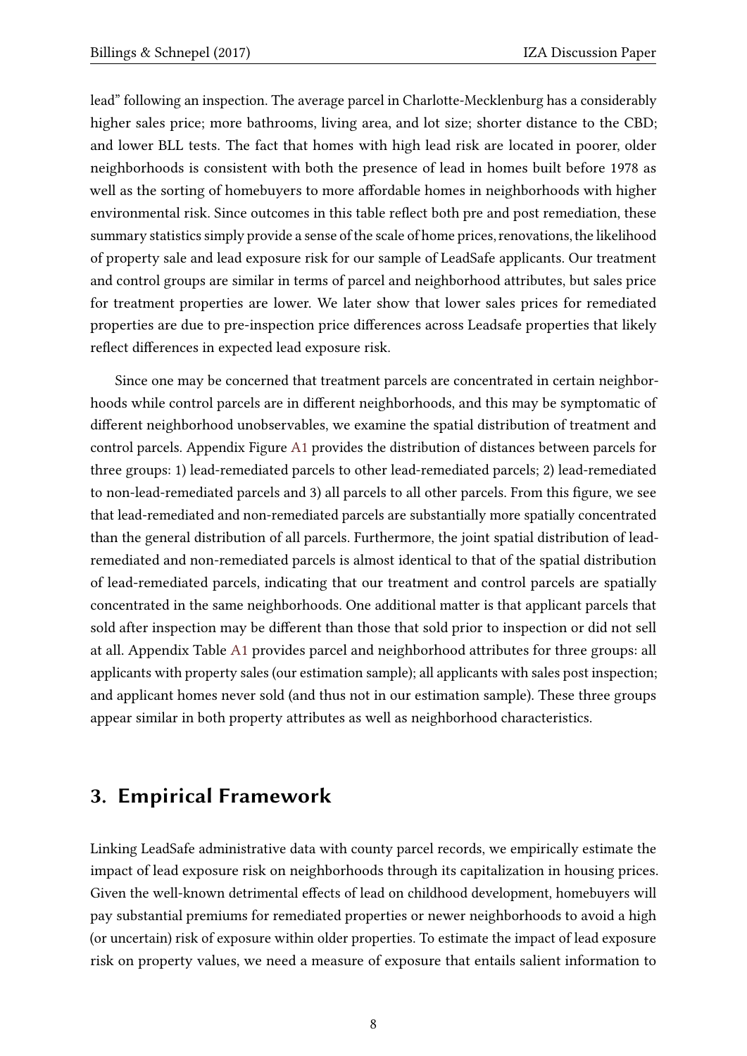lead" following an inspection. The average parcel in Charlotte-Mecklenburg has a considerably higher sales price; more bathrooms, living area, and lot size; shorter distance to the CBD; and lower BLL tests. The fact that homes with high lead risk are located in poorer, older neighborhoods is consistent with both the presence of lead in homes built before 1978 as well as the sorting of homebuyers to more affordable homes in neighborhoods with higher environmental risk. Since outcomes in this table reflect both pre and post remediation, these summary statistics simply provide a sense of the scale of home prices, renovations, the likelihood of property sale and lead exposure risk for our sample of LeadSafe applicants. Our treatment and control groups are similar in terms of parcel and neighborhood attributes, but sales price for treatment properties are lower. We later show that lower sales prices for remediated properties are due to pre-inspection price differences across Leadsafe properties that likely reflect differences in expected lead exposure risk.

Since one may be concerned that treatment parcels are concentrated in certain neighborhoods while control parcels are in different neighborhoods, and this may be symptomatic of different neighborhood unobservables, we examine the spatial distribution of treatment and control parcels. Appendix Figure A1 provides the distribution of distances between parcels for three groups: 1) lead-remediated parcels to other lead-remediated parcels; 2) lead-remediated to non-lead-remediated parcels and 3) all parcels to all other parcels. From this figure, we see that lead-remediated and non-remediated parcels are substantially more spatially concentrated than the general distribution of all parcels. Furthermore, the joint spatial distribution of lead-remediated and non-remediated parcels is almost identical to that of the spatial distribution of lead-remediated parcels, indicating that our treatment and control parcels are spatially concentrated in the same neighborhoods. One additional matter is that applicant parcels that sold after inspection may be different than those that sold prior to inspection or did not sell at all. Appendix Table A1 provides parcel and neighborhood attributes for three groups: all applicants with property sales (our estimation sample); all applicants with sales post inspection; and applicant homes never sold (and thus not in our estimation sample). These three groups appear similar in both property attributes as well as neighborhood characteristics.

## 3. Empirical Framework

Linking LeadSafe administrative data with county parcel records, we empirically estimate the impact of lead exposure risk on neighborhoods through its capitalization in housing prices. Given the well-known detrimental effects of lead on childhood development, homebuyers will pay substantial premiums for remediated properties or newer neighborhoods to avoid a high (or uncertain) risk of exposure within older properties. To estimate the impact of lead exposure risk on property values, we need a measure of exposure that entails salient information to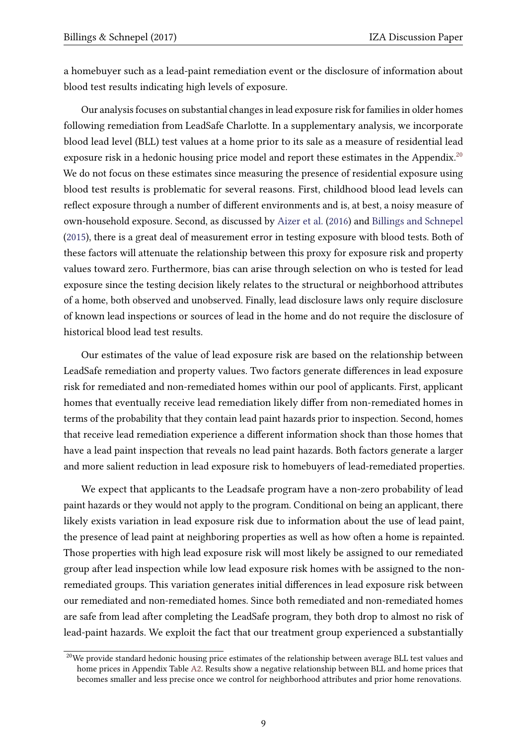a homebuyer such as a lead-paint remediation event or the disclosure of information about blood test results indicating high levels of exposure.

Our analysis focuses on substantial changes in lead exposure risk for families in older homes following remediation from LeadSafe Charlotte. In a supplementary analysis, we incorporate blood lead level (BLL) test values at a home prior to its sale as a measure of residential lead exposure risk in a hedonic housing price model and report these estimates in the Appendix.[20] We do not focus on these estimates since measuring the presence of residential exposure using blood test results is problematic for several reasons. First, childhood blood lead levels can reflect exposure through a number of different environments and is, at best, a noisy measure of own-household exposure. Second, as discussed by Aizer et al. (2016) and Billings and Schnepel (2015), there is a great deal of measurement error in testing exposure with blood tests. Both of these factors will attenuate the relationship between this proxy for exposure risk and property values toward zero. Furthermore, bias can arise through selection on who is tested for lead exposure since the testing decision likely relates to the structural or neighborhood attributes of a home, both observed and unobserved. Finally, lead disclosure laws only require disclosure of known lead inspections or sources of lead in the home and do not require the disclosure of historical blood lead test results.

Our estimates of the value of lead exposure risk are based on the relationship between LeadSafe remediation and property values. Two factors generate differences in lead exposure risk for remediated and non-remediated homes within our pool of applicants. First, applicant homes that eventually receive lead remediation likely differ from non-remediated homes in terms of the probability that they contain lead paint hazards prior to inspection. Second, homes that receive lead remediation experience a different information shock than those homes that have a lead paint inspection that reveals no lead paint hazards. Both factors generate a larger and more salient reduction in lead exposure risk to homebuyers of lead-remediated properties.

We expect that applicants to the Leadsafe program have a non-zero probability of lead paint hazards or they would not apply to the program. Conditional on being an applicant, there likely exists variation in lead exposure risk due to information about the use of lead paint, the presence of lead paint at neighboring properties as well as how often a home is repainted. Those properties with high lead exposure risk will most likely be assigned to our remediated group after lead inspection while low lead exposure risk homes with be assigned to the non-remediated groups. This variation generates initial differences in lead exposure risk between our remediated and non-remediated homes. Since both remediated and non-remediated homes are safe from lead after completing the LeadSafe program, they both drop to almost no risk of lead-paint hazards. We exploit the fact that our treatment group experienced a substantially

[20] We provide standard hedonic housing price estimates of the relationship between average BLL test values and home prices in Appendix Table A2. Results show a negative relationship between BLL and home prices that becomes smaller and less precise once we control for neighborhood attributes and prior home renovations.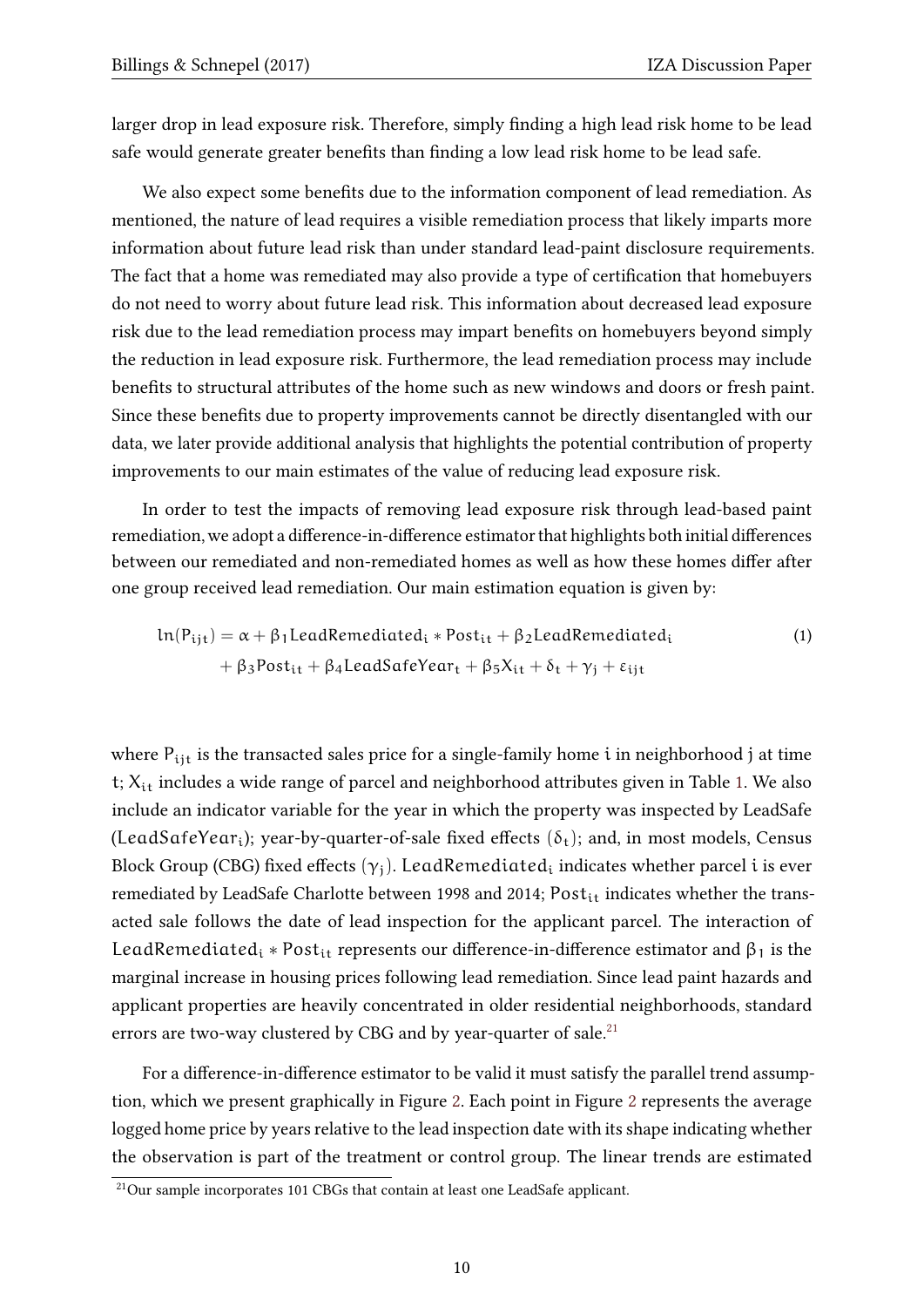larger drop in lead exposure risk. Therefore, simply finding a high lead risk home to be lead safe would generate greater benefits than finding a low lead risk home to be lead safe.

We also expect some benefits due to the information component of lead remediation. As mentioned, the nature of lead requires a visible remediation process that likely imparts more information about future lead risk than under standard lead-paint disclosure requirements. The fact that a home was remediated may also provide a type of certification that homebuyers do not need to worry about future lead risk. This information about decreased lead exposure risk due to the lead remediation process may impart benefits on homebuyers beyond simply the reduction in lead exposure risk. Furthermore, the lead remediation process may include benefits to structural attributes of the home such as new windows and doors or fresh paint. Since these benefits due to property improvements cannot be directly disentangled with our data, we later provide additional analysis that highlights the potential contribution of property improvements to our main estimates of the value of reducing lead exposure risk.

In order to test the impacts of removing lead exposure risk through lead-based paint remediation, we adopt a difference-in-difference estimator that highlights both initial differences between our remediated and non-remediated homes as well as how these homes differ after one group received lead remediation. Our main estimation equation is given by:

$$
\begin{aligned}
\ln(P_{ijt}) = \alpha + \beta_1 \mathrm{LeadRemediated}_i * \mathrm{Post}_{it} + \beta_2 \mathrm{LeadRemediated}_i \\
+ \beta_3 \mathrm{Post}_{it} + \beta_4 \mathrm{LeadSafeYear}_t + \beta_5 X_{it} + \delta_t + \gamma_j + \varepsilon_{ijt}
\end{aligned}
\tag{1}
$$

where $P_{ijt}$ is the transacted sales price for a single-family home $i$ in neighborhood $j$ at time $t$; $X_{it}$ includes a wide range of parcel and neighborhood attributes given in Table 1. We also include an indicator variable for the year in which the property was inspected by LeadSafe ($\mathrm{LeadSafeYear}_i$); year-by-quarter-of-sale fixed effects ($\delta_t$); and, in most models, Census Block Group (CBG) fixed effects ($\gamma_j$). $\mathrm{LeadRemediated}_i$ indicates whether parcel $i$ is ever remediated by LeadSafe Charlotte between 1998 and 2014; $\mathrm{Post}_{it}$ indicates whether the transacted sale follows the date of lead inspection for the applicant parcel. The interaction of $\mathrm{LeadRemediated}_i * \mathrm{Post}_{it}$ represents our difference-in-difference estimator and $\beta_1$ is the marginal increase in housing prices following lead remediation. Since lead paint hazards and applicant properties are heavily concentrated in older residential neighborhoods, standard errors are two-way clustered by CBG and by year-quarter of sale.[21]

For a difference-in-difference estimator to be valid it must satisfy the parallel trend assumption, which we present graphically in Figure 2. Each point in Figure 2 represents the average logged home price by years relative to the lead inspection date with its shape indicating whether the observation is part of the treatment or control group. The linear trends are estimated

[21] Our sample incorporates 101 CBGs that contain at least one LeadSafe applicant.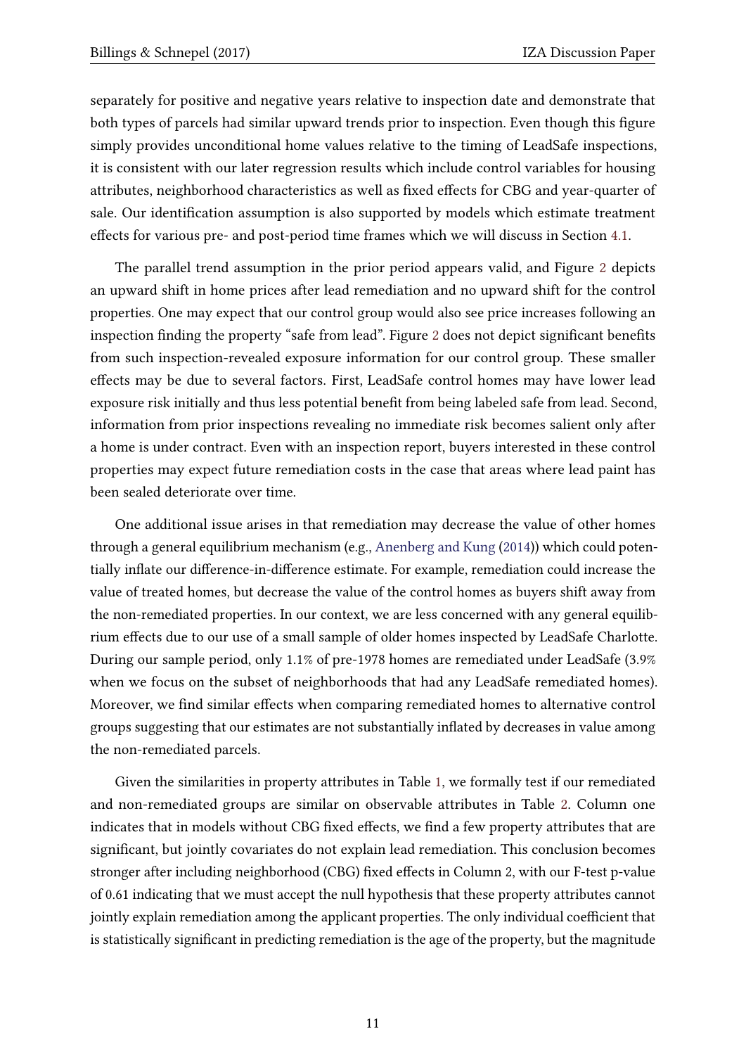separately for positive and negative years relative to inspection date and demonstrate that both types of parcels had similar upward trends prior to inspection. Even though this figure simply provides unconditional home values relative to the timing of LeadSafe inspections, it is consistent with our later regression results which include control variables for housing attributes, neighborhood characteristics as well as fixed effects for CBG and year-quarter of sale. Our identification assumption is also supported by models which estimate treatment effects for various pre- and post-period time frames which we will discuss in Section 4.1.

The parallel trend assumption in the prior period appears valid, and Figure 2 depicts an upward shift in home prices after lead remediation and no upward shift for the control properties. One may expect that our control group would also see price increases following an inspection finding the property "safe from lead". Figure 2 does not depict significant benefits from such inspection-revealed exposure information for our control group. These smaller effects may be due to several factors. First, LeadSafe control homes may have lower lead exposure risk initially and thus less potential benefit from being labeled safe from lead. Second, information from prior inspections revealing no immediate risk becomes salient only after a home is under contract. Even with an inspection report, buyers interested in these control properties may expect future remediation costs in the case that areas where lead paint has been sealed deteriorate over time.

One additional issue arises in that remediation may decrease the value of other homes through a general equilibrium mechanism (e.g., Anenberg and Kung (2014)) which could potentially inflate our difference-in-difference estimate. For example, remediation could increase the value of treated homes, but decrease the value of the control homes as buyers shift away from the non-remediated properties. In our context, we are less concerned with any general equilibrium effects due to our use of a small sample of older homes inspected by LeadSafe Charlotte. During our sample period, only 1.1% of pre-1978 homes are remediated under LeadSafe (3.9% when we focus on the subset of neighborhoods that had any LeadSafe remediated homes). Moreover, we find similar effects when comparing remediated homes to alternative control groups suggesting that our estimates are not substantially inflated by decreases in value among the non-remediated parcels.

Given the similarities in property attributes in Table 1, we formally test if our remediated and non-remediated groups are similar on observable attributes in Table 2. Column one indicates that in models without CBG fixed effects, we find a few property attributes that are significant, but jointly covariates do not explain lead remediation. This conclusion becomes stronger after including neighborhood (CBG) fixed effects in Column 2, with our F-test p-value of 0.61 indicating that we must accept the null hypothesis that these property attributes cannot jointly explain remediation among the applicant properties. The only individual coefficient that is statistically significant in predicting remediation is the age of the property, but the magnitude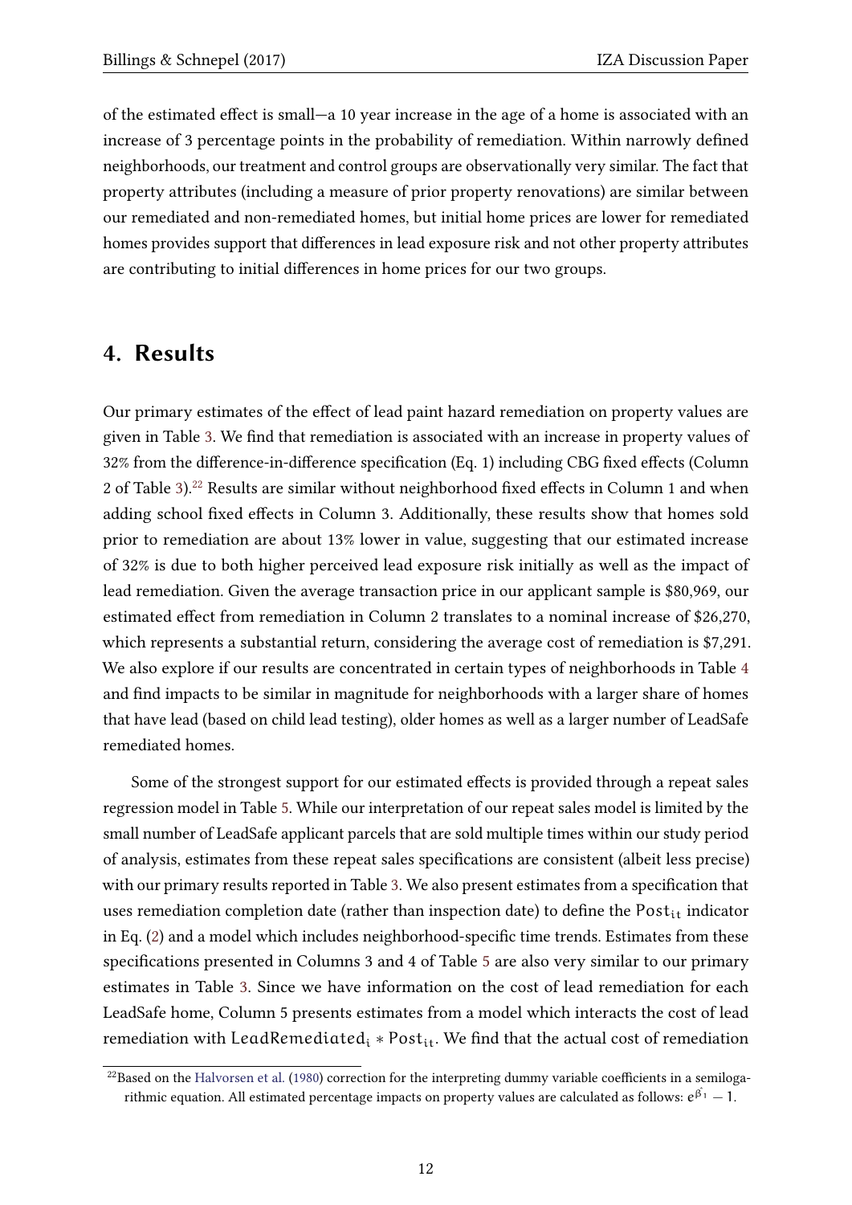of the estimated effect is small—a 10 year increase in the age of a home is associated with an increase of 3 percentage points in the probability of remediation. Within narrowly defined neighborhoods, our treatment and control groups are observationally very similar. The fact that property attributes (including a measure of prior property renovations) are similar between our remediated and non-remediated homes, but initial home prices are lower for remediated homes provides support that differences in lead exposure risk and not other property attributes are contributing to initial differences in home prices for our two groups.

## 4. Results

Our primary estimates of the effect of lead paint hazard remediation on property values are given in Table 3. We find that remediation is associated with an increase in property values of 32% from the difference-in-difference specification (Eq. 1) including CBG fixed effects (Column 2 of Table 3).[22] Results are similar without neighborhood fixed effects in Column 1 and when adding school fixed effects in Column 3. Additionally, these results show that homes sold prior to remediation are about 13% lower in value, suggesting that our estimated increase of 32% is due to both higher perceived lead exposure risk initially as well as the impact of lead remediation. Given the average transaction price in our applicant sample is $80,969, our estimated effect from remediation in Column 2 translates to a nominal increase of $26,270, which represents a substantial return, considering the average cost of remediation is $7,291. We also explore if our results are concentrated in certain types of neighborhoods in Table 4 and find impacts to be similar in magnitude for neighborhoods with a larger share of homes that have lead (based on child lead testing), older homes as well as a larger number of LeadSafe remediated homes.

Some of the strongest support for our estimated effects is provided through a repeat sales regression model in Table 5. While our interpretation of our repeat sales model is limited by the small number of LeadSafe applicant parcels that are sold multiple times within our study period of analysis, estimates from these repeat sales specifications are consistent (albeit less precise) with our primary results reported in Table 3. We also present estimates from a specification that uses remediation completion date (rather than inspection date) to define the $\text{Post}_{it}$ indicator in Eq. (2) and a model which includes neighborhood-specific time trends. Estimates from these specifications presented in Columns 3 and 4 of Table 5 are also very similar to our primary estimates in Table 3. Since we have information on the cost of lead remediation for each LeadSafe home, Column 5 presents estimates from a model which interacts the cost of lead remediation with $\text{LeadRemediated}_i * \text{Post}_{it}$. We find that the actual cost of remediation

[22] Based on the Halvorsen et al. (1980) correction for the interpreting dummy variable coefficients in a semilogarithmic equation. All estimated percentage impacts on property values are calculated as follows: $e^{\hat{\beta_1}} - 1$.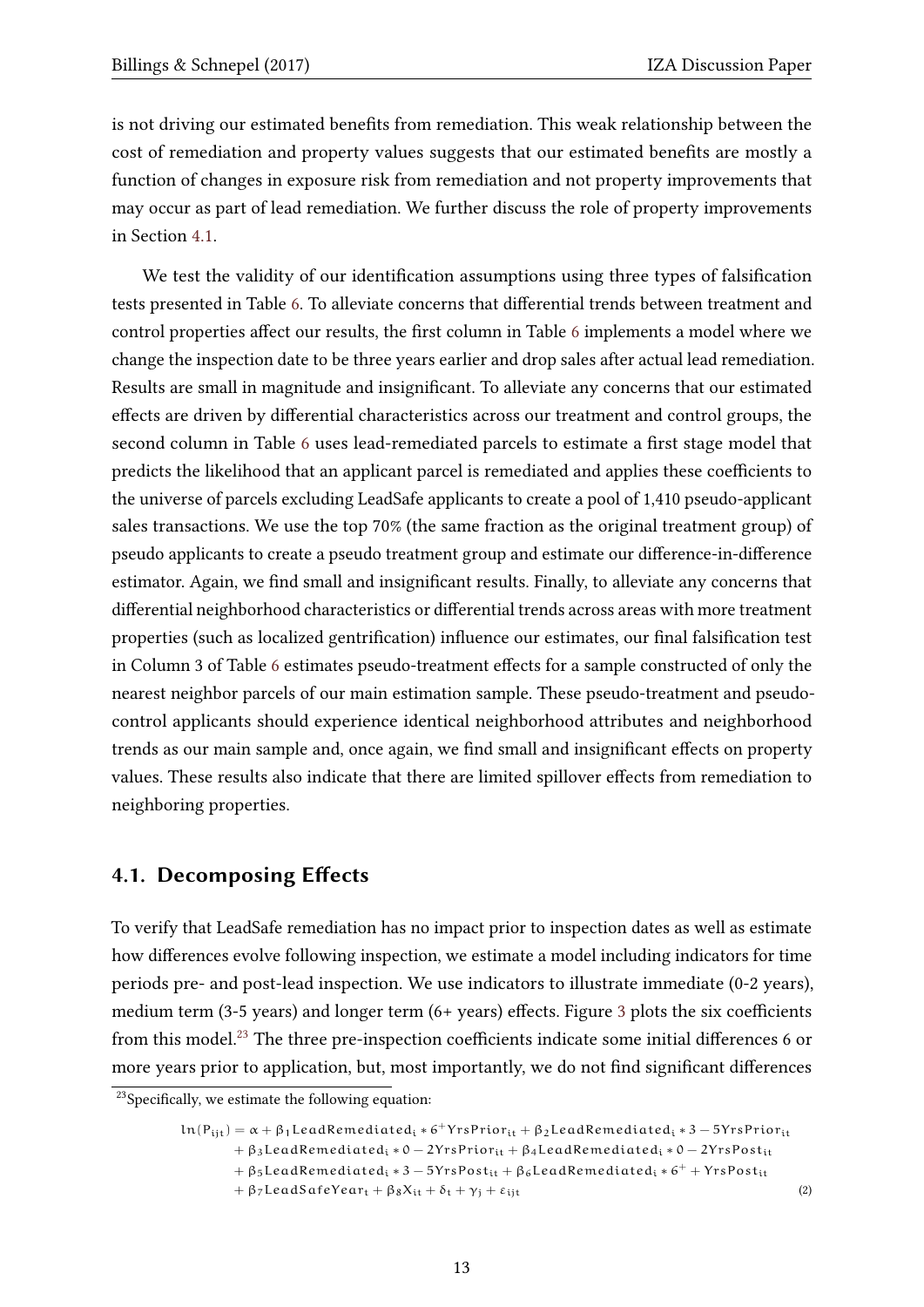is not driving our estimated benefits from remediation. This weak relationship between the cost of remediation and property values suggests that our estimated benefits are mostly a function of changes in exposure risk from remediation and not property improvements that may occur as part of lead remediation. We further discuss the role of property improvements in Section 4.1.

We test the validity of our identification assumptions using three types of falsification tests presented in Table 6. To alleviate concerns that differential trends between treatment and control properties affect our results, the first column in Table 6 implements a model where we change the inspection date to be three years earlier and drop sales after actual lead remediation. Results are small in magnitude and insignificant. To alleviate any concerns that our estimated effects are driven by differential characteristics across our treatment and control groups, the second column in Table 6 uses lead-remediated parcels to estimate a first stage model that predicts the likelihood that an applicant parcel is remediated and applies these coefficients to the universe of parcels excluding LeadSafe applicants to create a pool of 1,410 pseudo-applicant sales transactions. We use the top 70% (the same fraction as the original treatment group) of pseudo applicants to create a pseudo treatment group and estimate our difference-in-difference estimator. Again, we find small and insignificant results. Finally, to alleviate any concerns that differential neighborhood characteristics or differential trends across areas with more treatment properties (such as localized gentrification) influence our estimates, our final falsification test in Column 3 of Table 6 estimates pseudo-treatment effects for a sample constructed of only the nearest neighbor parcels of our main estimation sample. These pseudo-treatment and pseudo-control applicants should experience identical neighborhood attributes and neighborhood trends as our main sample and, once again, we find small and insignificant effects on property values. These results also indicate that there are limited spillover effects from remediation to neighboring properties.

## 4.1. Decomposing Effects

To verify that LeadSafe remediation has no impact prior to inspection dates as well as estimate how differences evolve following inspection, we estimate a model including indicators for time periods pre- and post-lead inspection. We use indicators to illustrate immediate (0-2 years), medium term (3-5 years) and longer term (6+ years) effects. Figure 3 plots the six coefficients from this model.[23] The three pre-inspection coefficients indicate some initial differences 6 or more years prior to application, but, most importantly, we do not find significant differences

[23]Specifically, we estimate the following equation:

$$
\begin{aligned}
ln(P_{ijt}) = \alpha &+ \beta_1 LeadRemediated_i * 6^{+}YrsPrior_{it} + \beta_2 LeadRemediated_i * 3-5YrsPrior_{it} \\
&+ \beta_3 LeadRemediated_i * 0-2YrsPrior_{it} + \beta_4 LeadRemediated_i * 0-2YrsPost_{it} \\
&+ \beta_5 LeadRemediated_i * 3-5YrsPost_{it} + \beta_6 LeadRemediated_i * 6^{+} + YrsPost_{it} \\
&+ \beta_7 LeadSafeYear_t + \beta_8 X_{it} + \delta_t + \gamma_j + \varepsilon_{ijt}
\end{aligned} \tag{2}
$$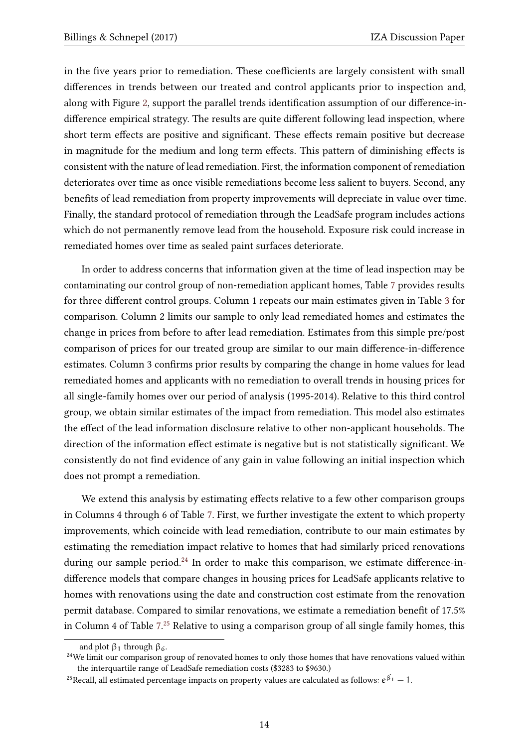in the five years prior to remediation. These coefficients are largely consistent with small differences in trends between our treated and control applicants prior to inspection and, along with Figure 2, support the parallel trends identification assumption of our difference-in-difference empirical strategy. The results are quite different following lead inspection, where short term effects are positive and significant. These effects remain positive but decrease in magnitude for the medium and long term effects. This pattern of diminishing effects is consistent with the nature of lead remediation. First, the information component of remediation deteriorates over time as once visible remediations become less salient to buyers. Second, any benefits of lead remediation from property improvements will depreciate in value over time. Finally, the standard protocol of remediation through the LeadSafe program includes actions which do not permanently remove lead from the household. Exposure risk could increase in remediated homes over time as sealed paint surfaces deteriorate.

In order to address concerns that information given at the time of lead inspection may be contaminating our control group of non-remediation applicant homes, Table 7 provides results for three different control groups. Column 1 repeats our main estimates given in Table 3 for comparison. Column 2 limits our sample to only lead remediated homes and estimates the change in prices from before to after lead remediation. Estimates from this simple pre/post comparison of prices for our treated group are similar to our main difference-in-difference estimates. Column 3 confirms prior results by comparing the change in home values for lead remediated homes and applicants with no remediation to overall trends in housing prices for all single-family homes over our period of analysis (1995-2014). Relative to this third control group, we obtain similar estimates of the impact from remediation. This model also estimates the effect of the lead information disclosure relative to other non-applicant households. The direction of the information effect estimate is negative but is not statistically significant. We consistently do not find evidence of any gain in value following an initial inspection which does not prompt a remediation.

We extend this analysis by estimating effects relative to a few other comparison groups in Columns 4 through 6 of Table 7. First, we further investigate the extent to which property improvements, which coincide with lead remediation, contribute to our main estimates by estimating the remediation impact relative to homes that had similarly priced renovations during our sample period.[24] In order to make this comparison, we estimate difference-in-difference models that compare changes in housing prices for LeadSafe applicants relative to homes with renovations using the date and construction cost estimate from the renovation permit database. Compared to similar renovations, we estimate a remediation benefit of 17.5% in Column 4 of Table 7.[25] Relative to using a comparison group of all single family homes, this

and plot $\beta_1$ through $\beta_6$.

[24] We limit our comparison group of renovated homes to only those homes that have renovations valued within the interquartile range of LeadSafe remediation costs (\$3283 to \$9630.)

[25] Recall, all estimated percentage impacts on property values are calculated as follows: $e^{\hat{\beta_1}} - 1$.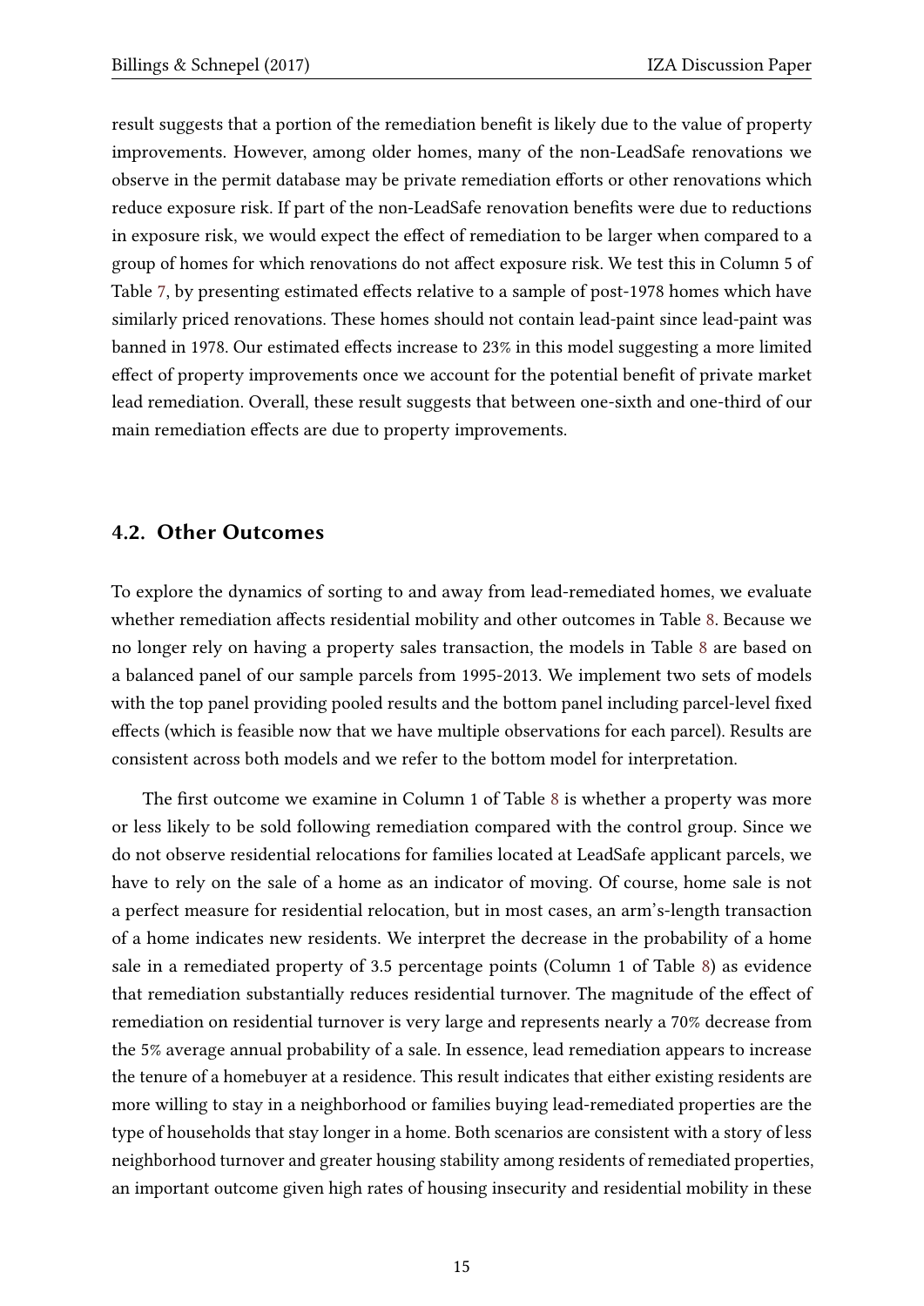result suggests that a portion of the remediation benefit is likely due to the value of property improvements. However, among older homes, many of the non-LeadSafe renovations we observe in the permit database may be private remediation efforts or other renovations which reduce exposure risk. If part of the non-LeadSafe renovation benefits were due to reductions in exposure risk, we would expect the effect of remediation to be larger when compared to a group of homes for which renovations do not affect exposure risk. We test this in Column 5 of Table 7, by presenting estimated effects relative to a sample of post-1978 homes which have similarly priced renovations. These homes should not contain lead-paint since lead-paint was banned in 1978. Our estimated effects increase to 23% in this model suggesting a more limited effect of property improvements once we account for the potential benefit of private market lead remediation. Overall, these result suggests that between one-sixth and one-third of our main remediation effects are due to property improvements.

## 4.2. Other Outcomes

To explore the dynamics of sorting to and away from lead-remediated homes, we evaluate whether remediation affects residential mobility and other outcomes in Table 8. Because we no longer rely on having a property sales transaction, the models in Table 8 are based on a balanced panel of our sample parcels from 1995-2013. We implement two sets of models with the top panel providing pooled results and the bottom panel including parcel-level fixed effects (which is feasible now that we have multiple observations for each parcel). Results are consistent across both models and we refer to the bottom model for interpretation.

The first outcome we examine in Column 1 of Table 8 is whether a property was more or less likely to be sold following remediation compared with the control group. Since we do not observe residential relocations for families located at LeadSafe applicant parcels, we have to rely on the sale of a home as an indicator of moving. Of course, home sale is not a perfect measure for residential relocation, but in most cases, an arm's-length transaction of a home indicates new residents. We interpret the decrease in the probability of a home sale in a remediated property of 3.5 percentage points (Column 1 of Table 8) as evidence that remediation substantially reduces residential turnover. The magnitude of the effect of remediation on residential turnover is very large and represents nearly a 70% decrease from the 5% average annual probability of a sale. In essence, lead remediation appears to increase the tenure of a homebuyer at a residence. This result indicates that either existing residents are more willing to stay in a neighborhood or families buying lead-remediated properties are the type of households that stay longer in a home. Both scenarios are consistent with a story of less neighborhood turnover and greater housing stability among residents of remediated properties, an important outcome given high rates of housing insecurity and residential mobility in these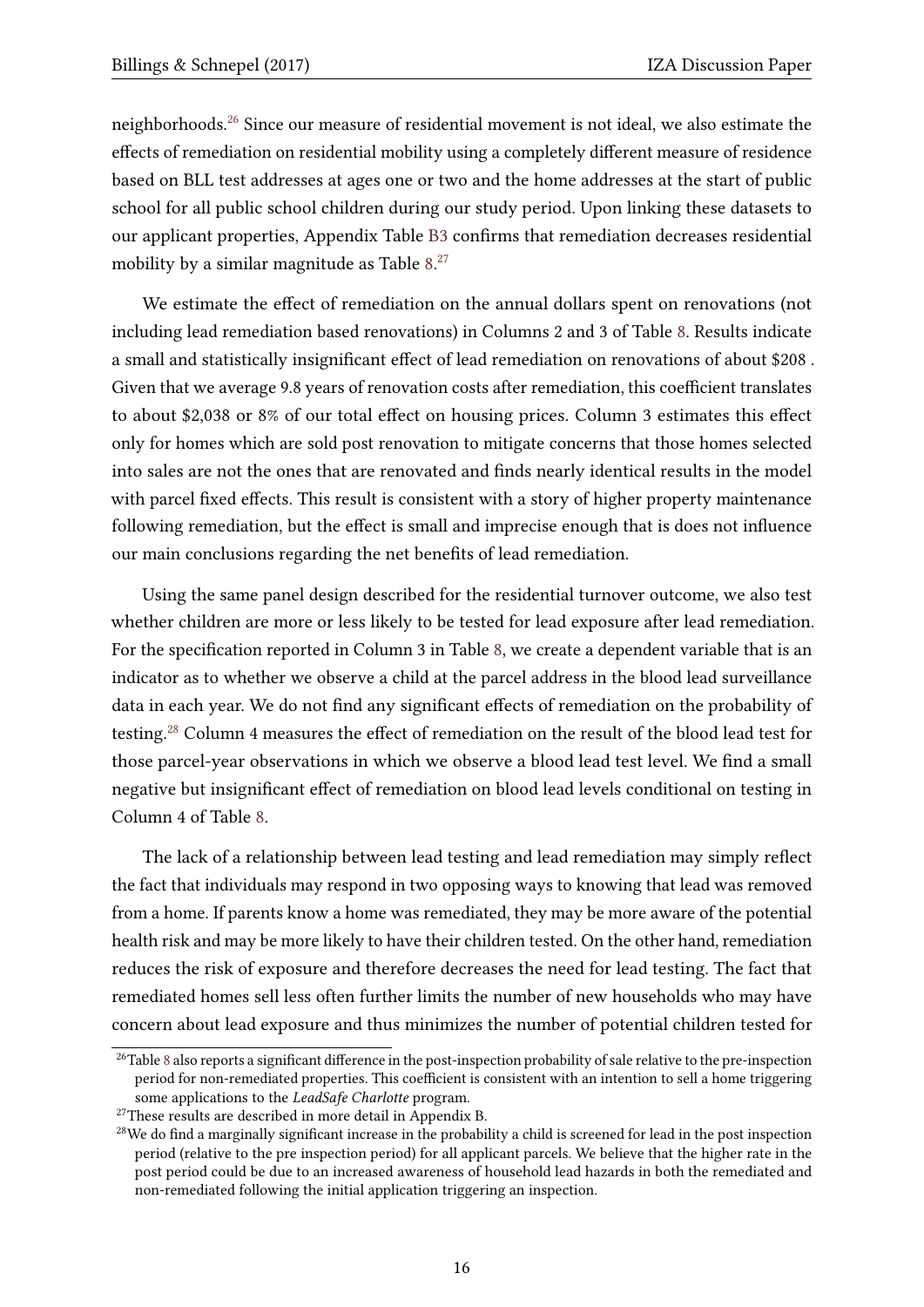neighborhoods.[26] Since our measure of residential movement is not ideal, we also estimate the effects of remediation on residential mobility using a completely different measure of residence based on BLL test addresses at ages one or two and the home addresses at the start of public school for all public school children during our study period. Upon linking these datasets to our applicant properties, Appendix Table B3 confirms that remediation decreases residential mobility by a similar magnitude as Table 8.[27]

We estimate the effect of remediation on the annual dollars spent on renovations (not including lead remediation based renovations) in Columns 2 and 3 of Table 8. Results indicate a small and statistically insignificant effect of lead remediation on renovations of about $208 . Given that we average 9.8 years of renovation costs after remediation, this coefficient translates to about $2,038 or 8% of our total effect on housing prices. Column 3 estimates this effect only for homes which are sold post renovation to mitigate concerns that those homes selected into sales are not the ones that are renovated and finds nearly identical results in the model with parcel fixed effects. This result is consistent with a story of higher property maintenance following remediation, but the effect is small and imprecise enough that is does not influence our main conclusions regarding the net benefits of lead remediation.

Using the same panel design described for the residential turnover outcome, we also test whether children are more or less likely to be tested for lead exposure after lead remediation. For the specification reported in Column 3 in Table 8, we create a dependent variable that is an indicator as to whether we observe a child at the parcel address in the blood lead surveillance data in each year. We do not find any significant effects of remediation on the probability of testing.[28] Column 4 measures the effect of remediation on the result of the blood lead test for those parcel-year observations in which we observe a blood lead test level. We find a small negative but insignificant effect of remediation on blood lead levels conditional on testing in Column 4 of Table 8.

The lack of a relationship between lead testing and lead remediation may simply reflect the fact that individuals may respond in two opposing ways to knowing that lead was removed from a home. If parents know a home was remediated, they may be more aware of the potential health risk and may be more likely to have their children tested. On the other hand, remediation reduces the risk of exposure and therefore decreases the need for lead testing. The fact that remediated homes sell less often further limits the number of new households who may have concern about lead exposure and thus minimizes the number of potential children tested for

[26] Table 8 also reports a significant difference in the post-inspection probability of sale relative to the pre-inspection period for non-remediated properties. This coefficient is consistent with an intention to sell a home triggering some applications to the *LeadSafe Charlotte* program.

[27] These results are described in more detail in Appendix B.

[28] We do find a marginally significant increase in the probability a child is screened for lead in the post inspection period (relative to the pre inspection period) for all applicant parcels. We believe that the higher rate in the post period could be due to an increased awareness of household lead hazards in both the remediated and non-remediated following the initial application triggering an inspection.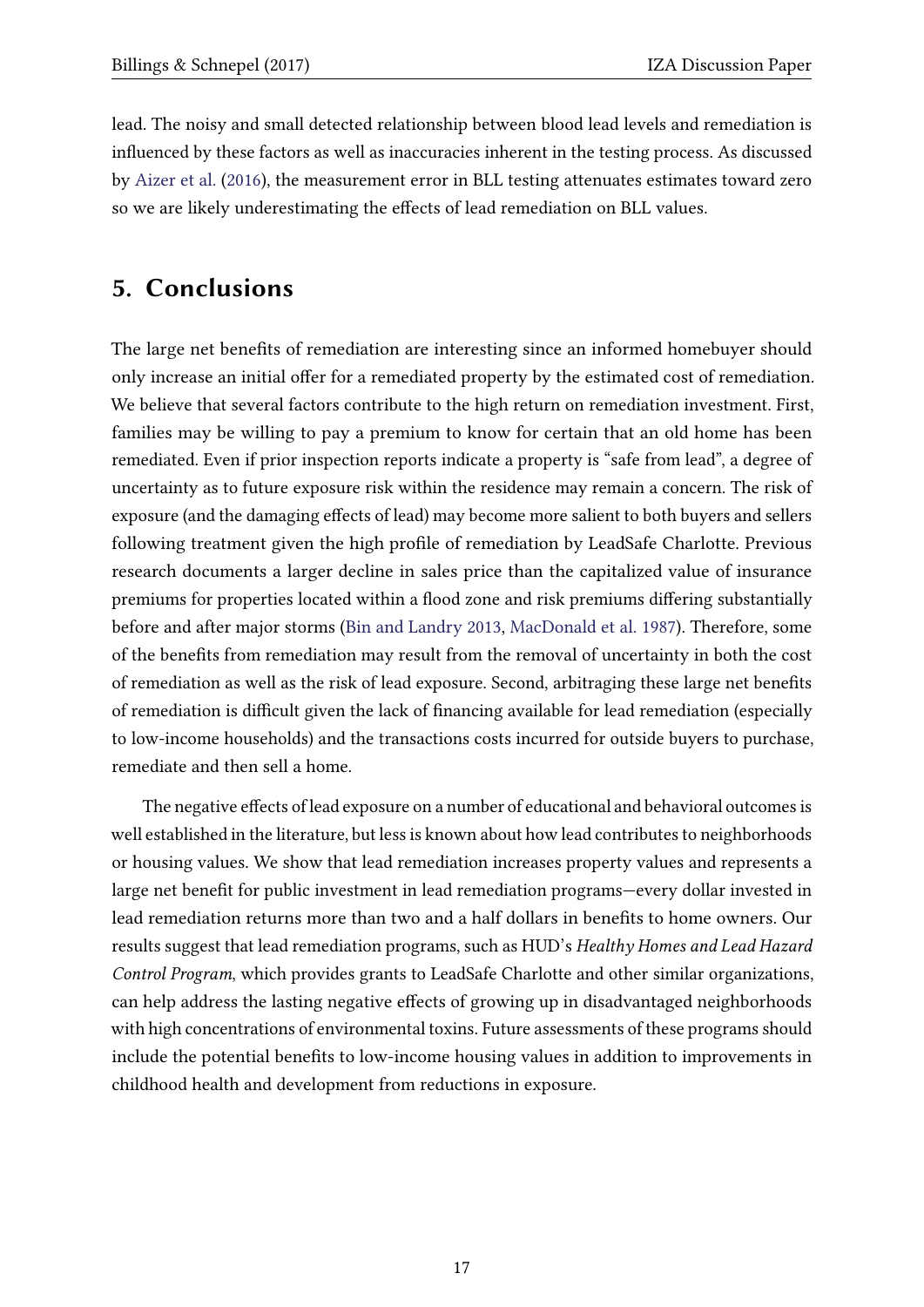lead. The noisy and small detected relationship between blood lead levels and remediation is influenced by these factors as well as inaccuracies inherent in the testing process. As discussed by Aizer et al. (2016), the measurement error in BLL testing attenuates estimates toward zero so we are likely underestimating the effects of lead remediation on BLL values.

## 5. Conclusions

The large net benefits of remediation are interesting since an informed homebuyer should only increase an initial offer for a remediated property by the estimated cost of remediation. We believe that several factors contribute to the high return on remediation investment. First, families may be willing to pay a premium to know for certain that an old home has been remediated. Even if prior inspection reports indicate a property is "safe from lead", a degree of uncertainty as to future exposure risk within the residence may remain a concern. The risk of exposure (and the damaging effects of lead) may become more salient to both buyers and sellers following treatment given the high profile of remediation by LeadSafe Charlotte. Previous research documents a larger decline in sales price than the capitalized value of insurance premiums for properties located within a flood zone and risk premiums differing substantially before and after major storms (Bin and Landry 2013, MacDonald et al. 1987). Therefore, some of the benefits from remediation may result from the removal of uncertainty in both the cost of remediation as well as the risk of lead exposure. Second, arbitraging these large net benefits of remediation is difficult given the lack of financing available for lead remediation (especially to low-income households) and the transactions costs incurred for outside buyers to purchase, remediate and then sell a home.

The negative effects of lead exposure on a number of educational and behavioral outcomes is well established in the literature, but less is known about how lead contributes to neighborhoods or housing values. We show that lead remediation increases property values and represents a large net benefit for public investment in lead remediation programs—every dollar invested in lead remediation returns more than two and a half dollars in benefits to home owners. Our results suggest that lead remediation programs, such as HUD's *Healthy Homes and Lead Hazard Control Program*, which provides grants to LeadSafe Charlotte and other similar organizations, can help address the lasting negative effects of growing up in disadvantaged neighborhoods with high concentrations of environmental toxins. Future assessments of these programs should include the potential benefits to low-income housing values in addition to improvements in childhood health and development from reductions in exposure.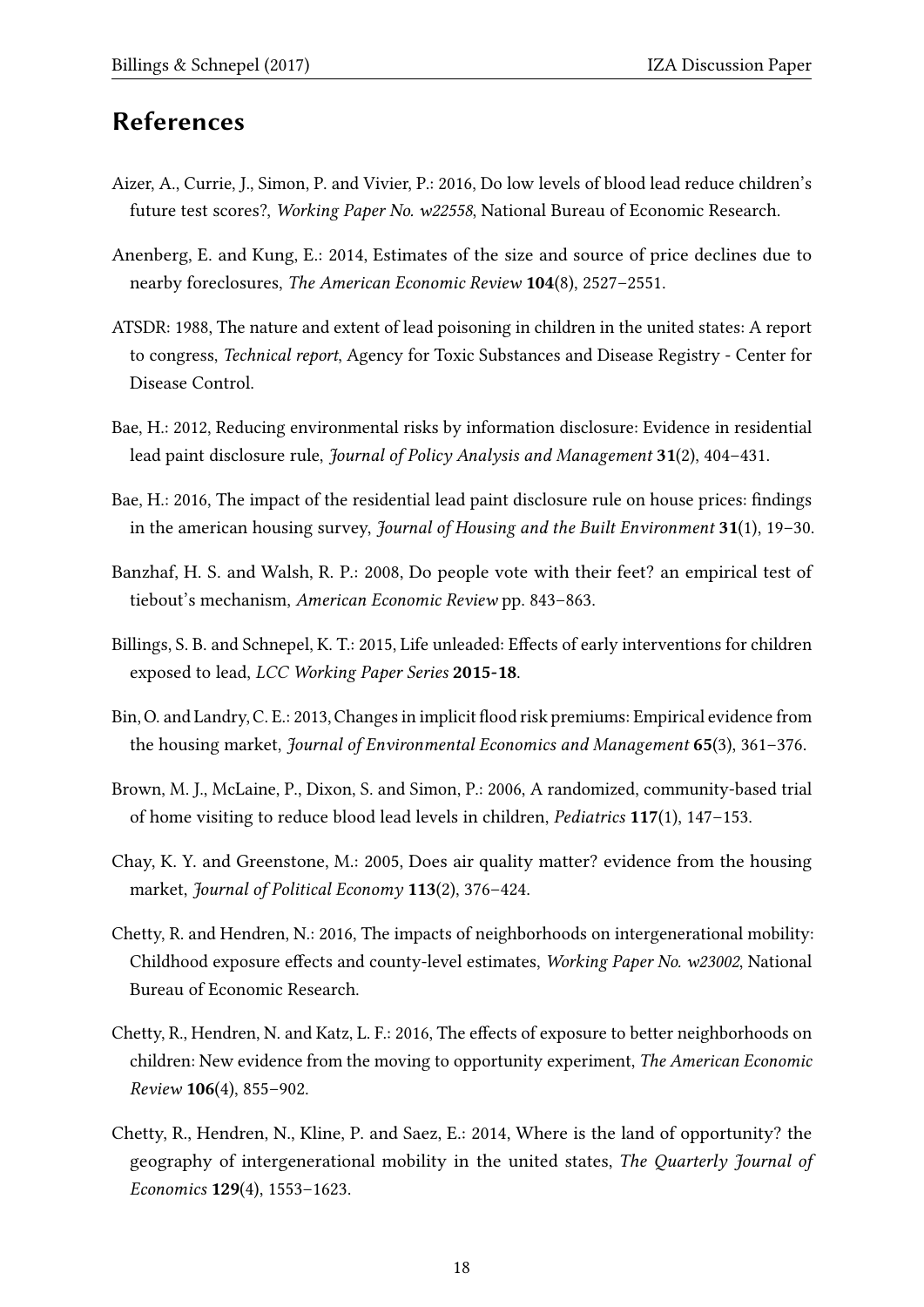## References

Aizer, A., Currie, J., Simon, P. and Vivier, P.: 2016, Do low levels of blood lead reduce children's future test scores?, *Working Paper No. w22558*, National Bureau of Economic Research.

Anenberg, E. and Kung, E.: 2014, Estimates of the size and source of price declines due to nearby foreclosures, *The American Economic Review* **104**(8), 2527–2551.

ATSDR: 1988, The nature and extent of lead poisoning in children in the united states: A report to congress, *Technical report*, Agency for Toxic Substances and Disease Registry - Center for Disease Control.

Bae, H.: 2012, Reducing environmental risks by information disclosure: Evidence in residential lead paint disclosure rule, *Journal of Policy Analysis and Management* **31**(2), 404–431.

Bae, H.: 2016, The impact of the residential lead paint disclosure rule on house prices: findings in the american housing survey, *Journal of Housing and the Built Environment* **31**(1), 19–30.

Banzhaf, H. S. and Walsh, R. P.: 2008, Do people vote with their feet? an empirical test of tiebout's mechanism, *American Economic Review* pp. 843–863.

Billings, S. B. and Schnepel, K. T.: 2015, Life unleaded: Effects of early interventions for children exposed to lead, *LCC Working Paper Series* **2015-18**.

Bin, O. and Landry, C. E.: 2013, Changes in implicit flood risk premiums: Empirical evidence from the housing market, *Journal of Environmental Economics and Management* **65**(3), 361–376.

Brown, M. J., McLaine, P., Dixon, S. and Simon, P.: 2006, A randomized, community-based trial of home visiting to reduce blood lead levels in children, *Pediatrics* **117**(1), 147–153.

Chay, K. Y. and Greenstone, M.: 2005, Does air quality matter? evidence from the housing market, *Journal of Political Economy* **113**(2), 376–424.

Chetty, R. and Hendren, N.: 2016, The impacts of neighborhoods on intergenerational mobility: Childhood exposure effects and county-level estimates, *Working Paper No. w23002*, National Bureau of Economic Research.

Chetty, R., Hendren, N. and Katz, L. F.: 2016, The effects of exposure to better neighborhoods on children: New evidence from the moving to opportunity experiment, *The American Economic Review* **106**(4), 855–902.

Chetty, R., Hendren, N., Kline, P. and Saez, E.: 2014, Where is the land of opportunity? the geography of intergenerational mobility in the united states, *The Quarterly Journal of Economics* **129**(4), 1553–1623.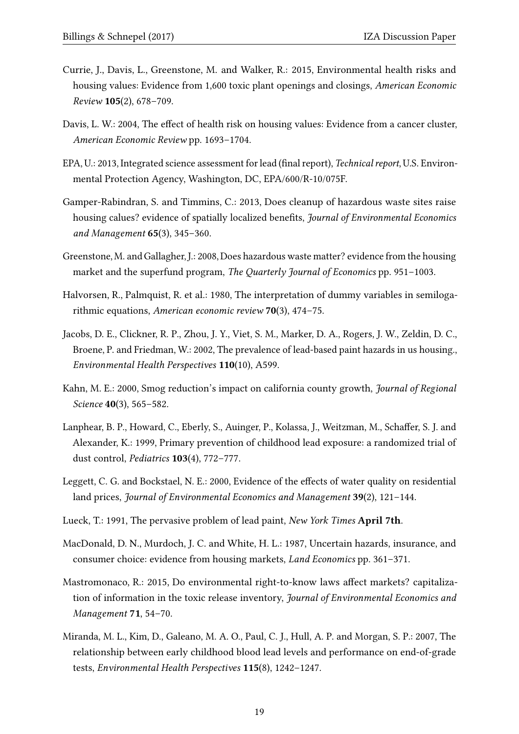Currie, J., Davis, L., Greenstone, M. and Walker, R.: 2015, Environmental health risks and housing values: Evidence from 1,600 toxic plant openings and closings, *American Economic Review* **105**(2), 678–709.

Davis, L. W.: 2004, The effect of health risk on housing values: Evidence from a cancer cluster, *American Economic Review* pp. 1693–1704.

EPA, U.: 2013, Integrated science assessment for lead (final report), *Technical report*, U.S. Environmental Protection Agency, Washington, DC, EPA/600/R-10/075F.

Gamper-Rabindran, S. and Timmins, C.: 2013, Does cleanup of hazardous waste sites raise housing calues? evidence of spatially localized benefits, *Journal of Environmental Economics and Management* **65**(3), 345–360.

Greenstone, M. and Gallagher, J.: 2008, Does hazardous waste matter? evidence from the housing market and the superfund program, *The Quarterly Journal of Economics* pp. 951–1003.

Halvorsen, R., Palmquist, R. et al.: 1980, The interpretation of dummy variables in semilogarithmic equations, *American economic review* **70**(3), 474–75.

Jacobs, D. E., Clickner, R. P., Zhou, J. Y., Viet, S. M., Marker, D. A., Rogers, J. W., Zeldin, D. C., Broene, P. and Friedman, W.: 2002, The prevalence of lead-based paint hazards in us housing., *Environmental Health Perspectives* **110**(10), A599.

Kahn, M. E.: 2000, Smog reduction's impact on california county growth, *Journal of Regional Science* **40**(3), 565–582.

Lanphear, B. P., Howard, C., Eberly, S., Auinger, P., Kolassa, J., Weitzman, M., Schaffer, S. J. and Alexander, K.: 1999, Primary prevention of childhood lead exposure: a randomized trial of dust control, *Pediatrics* **103**(4), 772–777.

Leggett, C. G. and Bockstael, N. E.: 2000, Evidence of the effects of water quality on residential land prices, *Journal of Environmental Economics and Management* **39**(2), 121–144.

Lueck, T.: 1991, The pervasive problem of lead paint, *New York Times* **April 7th**.

MacDonald, D. N., Murdoch, J. C. and White, H. L.: 1987, Uncertain hazards, insurance, and consumer choice: evidence from housing markets, *Land Economics* pp. 361–371.

Mastromonaco, R.: 2015, Do environmental right-to-know laws affect markets? capitalization of information in the toxic release inventory, *Journal of Environmental Economics and Management* **71**, 54–70.

Miranda, M. L., Kim, D., Galeano, M. A. O., Paul, C. J., Hull, A. P. and Morgan, S. P.: 2007, The relationship between early childhood blood lead levels and performance on end-of-grade tests, *Environmental Health Perspectives* **115**(8), 1242–1247.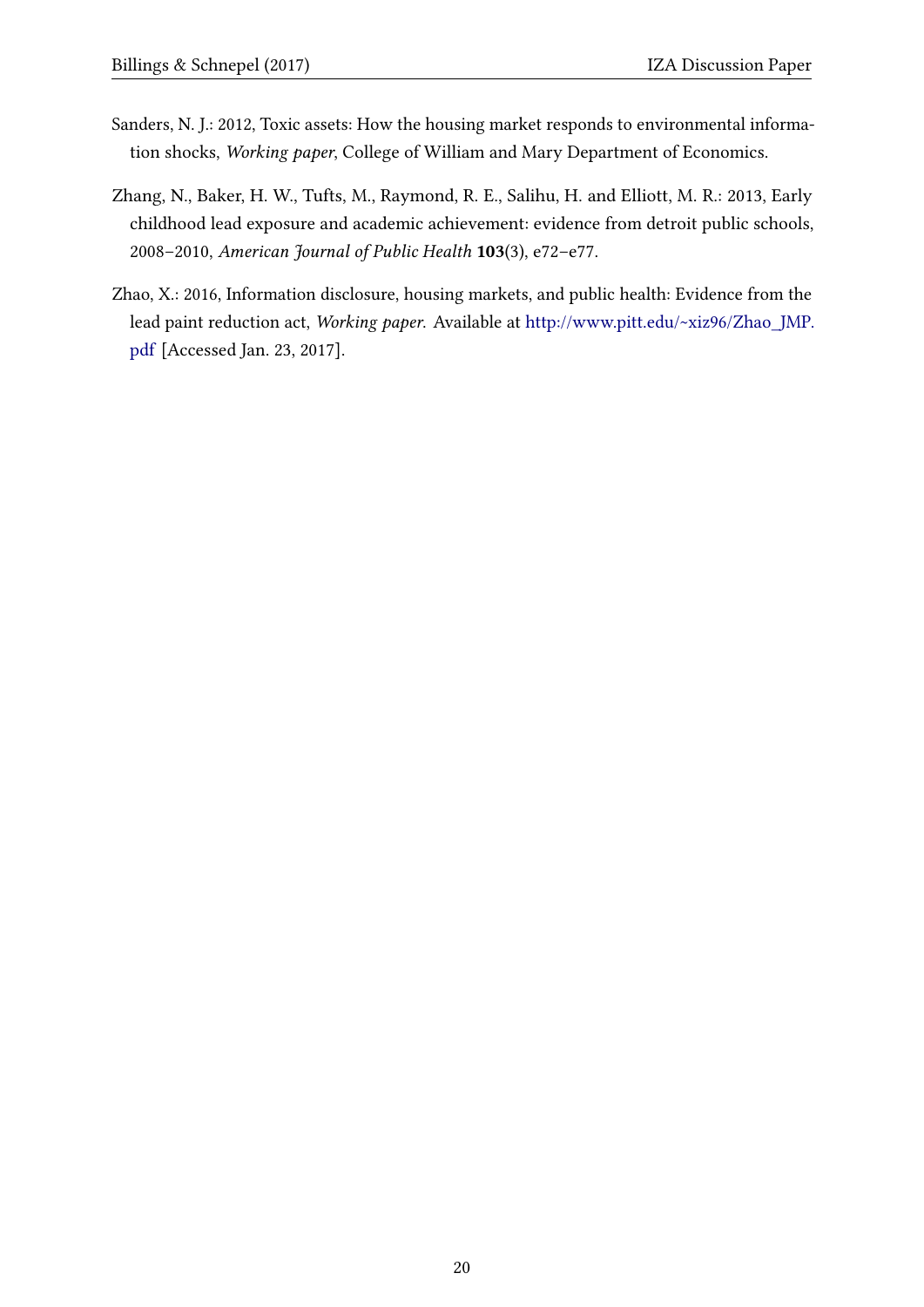Sanders, N. J.: 2012, Toxic assets: How the housing market responds to environmental information shocks, *Working paper*, College of William and Mary Department of Economics.

Zhang, N., Baker, H. W., Tufts, M., Raymond, R. E., Salihu, H. and Elliott, M. R.: 2013, Early childhood lead exposure and academic achievement: evidence from detroit public schools, 2008–2010, *American Journal of Public Health* **103**(3), e72–e77.

Zhao, X.: 2016, Information disclosure, housing markets, and public health: Evidence from the lead paint reduction act, *Working paper.* Available at http://www.pitt.edu/~xiz96/Zhao_JMP.pdf [Accessed Jan. 23, 2017].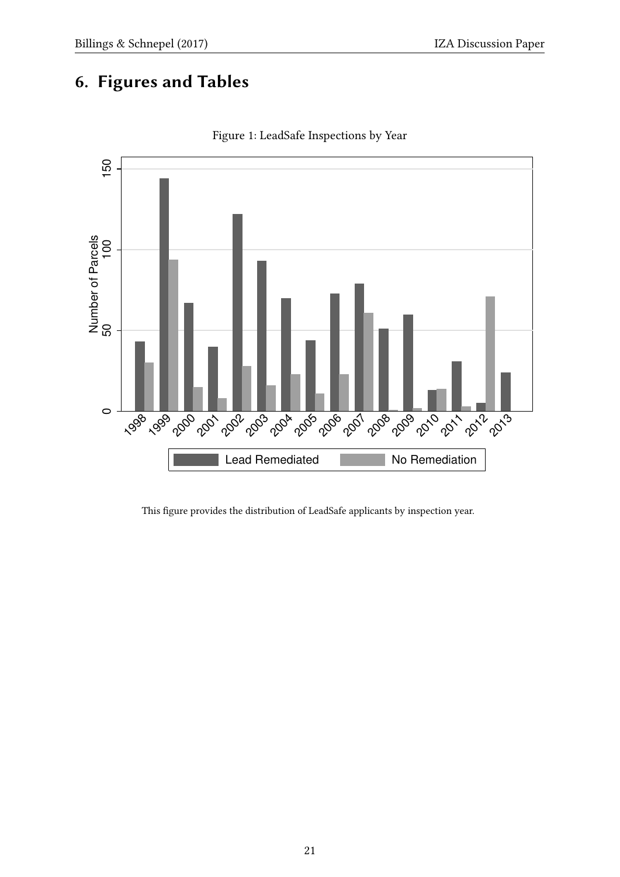## 6. Figures and Tables

Figure 1: LeadSafe Inspections by Year

Number of Parcels

0
50
100
150

1998
1999
2000
2001
2002
2003
2004
2005
2006
2007
2008
2009
2010
2011
2012
2013

Lead Remediated
No Remediation

This figure provides the distribution of LeadSafe applicants by inspection year.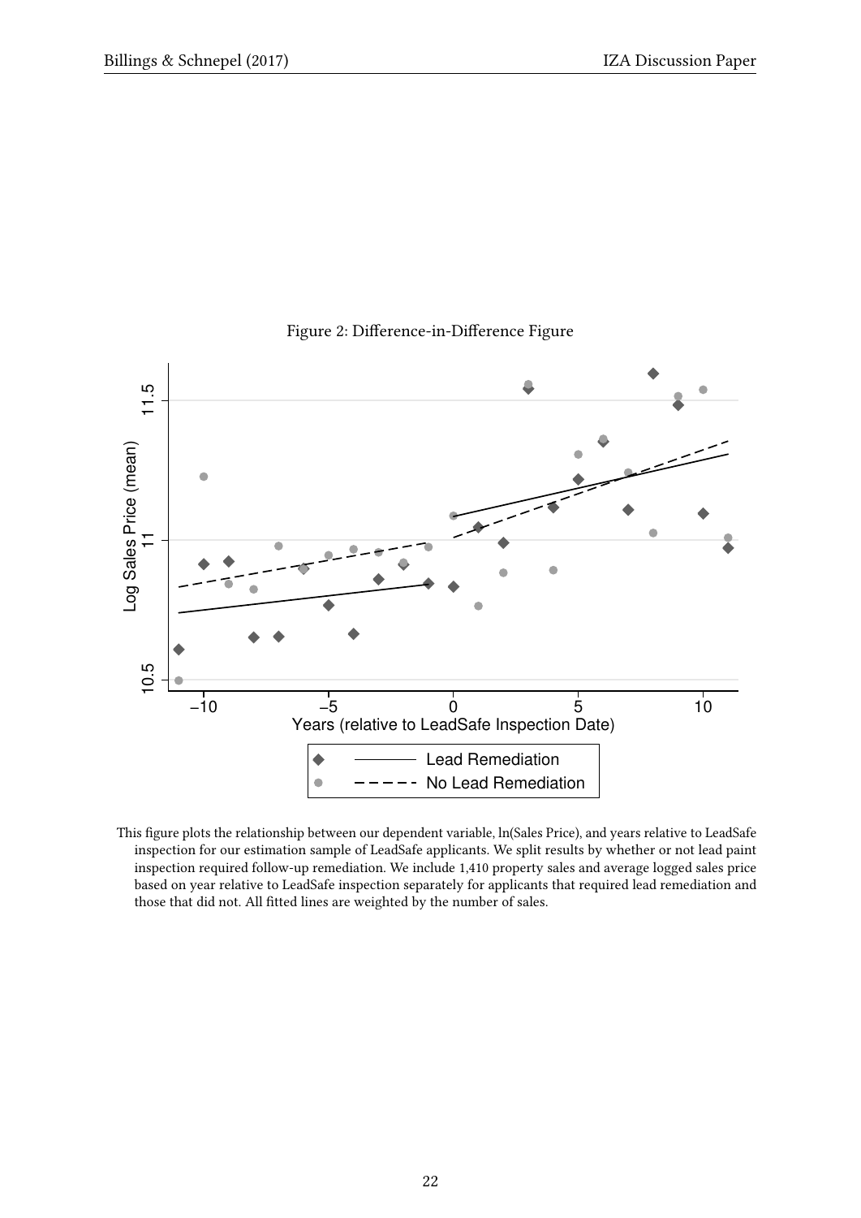Figure 2: Difference-in-Difference Figure

Log Sales Price (mean)

11.5

11

10.5

−10

−5

0

5

10

Years (relative to LeadSafe Inspection Date)

Lead Remediation

No Lead Remediation

This figure plots the relationship between our dependent variable, ln(Sales Price), and years relative to LeadSafe inspection for our estimation sample of LeadSafe applicants. We split results by whether or not lead paint inspection required follow-up remediation. We include 1,410 property sales and average logged sales price based on year relative to LeadSafe inspection separately for applicants that required lead remediation and those that did not. All fitted lines are weighted by the number of sales.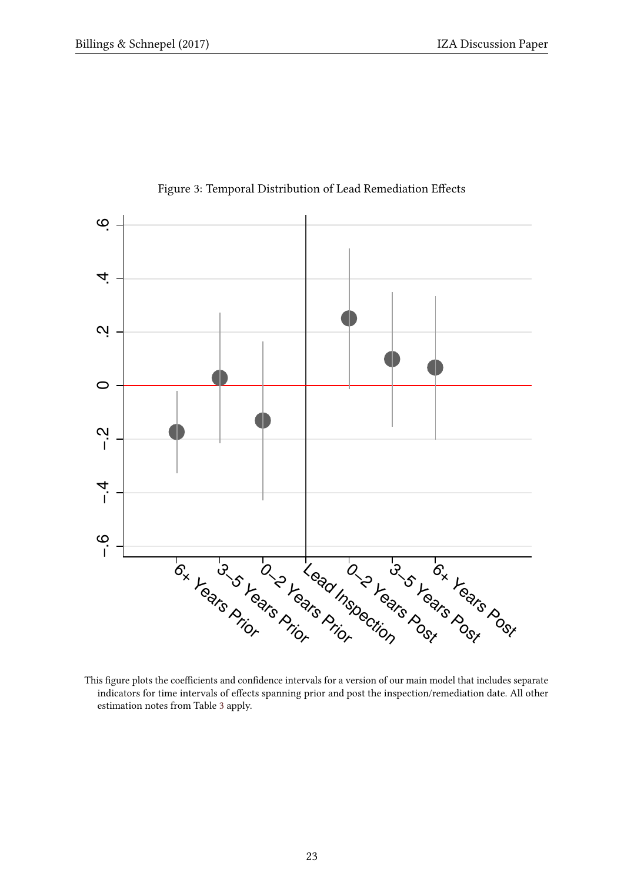Figure 3: Temporal Distribution of Lead Remediation Effects

.6
.4
.2
0
−.2
−.4
−.6

6+ Years Prior
3–5 Years Prior
0–2 Years Prior
Lead Inspection
0–2 Years Post
3–5 Years Post
6+ Years Post

This figure plots the coefficients and confidence intervals for a version of our main model that includes separate indicators for time intervals of effects spanning prior and post the inspection/remediation date. All other estimation notes from Table 3 apply.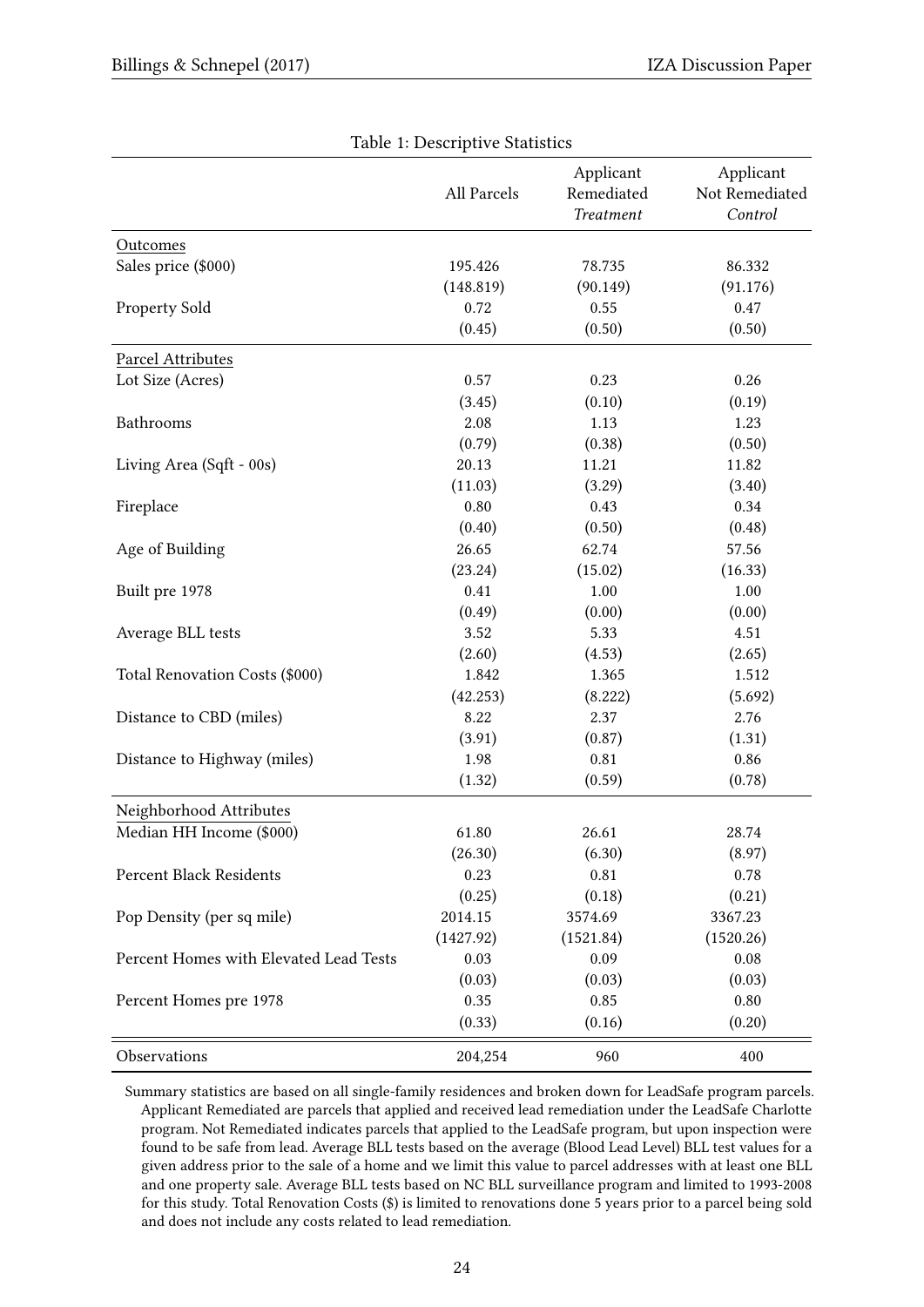Table 1: Descriptive Statistics

| | All Parcels | Applicant Remediated *Treatment* | Applicant Not Remediated *Control* |
|---|---|---|---|
| Outcomes | | | |
| Sales price ($000) | 195.426 | 78.735 | 86.332 |
| | (148.819) | (90.149) | (91.176) |
| Property Sold | 0.72 | 0.55 | 0.47 |
| | (0.45) | (0.50) | (0.50) |
| Parcel Attributes | | | |
| Lot Size (Acres) | 0.57 | 0.23 | 0.26 |
| | (3.45) | (0.10) | (0.19) |
| Bathrooms | 2.08 | 1.13 | 1.23 |
| | (0.79) | (0.38) | (0.50) |
| Living Area (Sqft - 00s) | 20.13 | 11.21 | 11.82 |
| | (11.03) | (3.29) | (3.40) |
| Fireplace | 0.80 | 0.43 | 0.34 |
| | (0.40) | (0.50) | (0.48) |
| Age of Building | 26.65 | 62.74 | 57.56 |
| | (23.24) | (15.02) | (16.33) |
| Built pre 1978 | 0.41 | 1.00 | 1.00 |
| | (0.49) | (0.00) | (0.00) |
| Average BLL tests | 3.52 | 5.33 | 4.51 |
| | (2.60) | (4.53) | (2.65) |
| Total Renovation Costs ($000) | 1.842 | 1.365 | 1.512 |
| | (42.253) | (8.222) | (5.692) |
| Distance to CBD (miles) | 8.22 | 2.37 | 2.76 |
| | (3.91) | (0.87) | (1.31) |
| Distance to Highway (miles) | 1.98 | 0.81 | 0.86 |
| | (1.32) | (0.59) | (0.78) |
| Neighborhood Attributes | | | |
| Median HH Income ($000) | 61.80 | 26.61 | 28.74 |
| | (26.30) | (6.30) | (8.97) |
| Percent Black Residents | 0.23 | 0.81 | 0.78 |
| | (0.25) | (0.18) | (0.21) |
| Pop Density (per sq mile) | 2014.15 | 3574.69 | 3367.23 |
| | (1427.92) | (1521.84) | (1520.26) |
| Percent Homes with Elevated Lead Tests | 0.03 | 0.09 | 0.08 |
| | (0.03) | (0.03) | (0.03) |
| Percent Homes pre 1978 | 0.35 | 0.85 | 0.80 |
| | (0.33) | (0.16) | (0.20) |
| Observations | 204,254 | 960 | 400 |

Summary statistics are based on all single-family residences and broken down for LeadSafe program parcels. Applicant Remediated are parcels that applied and received lead remediation under the LeadSafe Charlotte program. Not Remediated indicates parcels that applied to the LeadSafe program, but upon inspection were found to be safe from lead. Average BLL tests based on the average (Blood Lead Level) BLL test values for a given address prior to the sale of a home and we limit this value to parcel addresses with at least one BLL and one property sale. Average BLL tests based on NC BLL surveillance program and limited to 1993-2008 for this study. Total Renovation Costs ($) is limited to renovations done 5 years prior to a parcel being sold and does not include any costs related to lead remediation.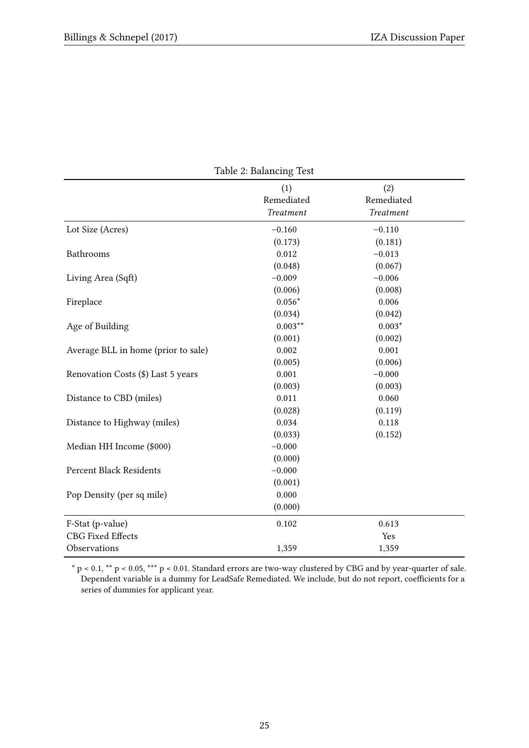Table 2: Balancing Test

| | (1) | (2) |
|---|---|---|
| | Remediated | Remediated |
| | *Treatment* | *Treatment* |
| Lot Size (Acres) | −0.160 | −0.110 |
| | (0.173) | (0.181) |
| Bathrooms | 0.012 | −0.013 |
| | (0.048) | (0.067) |
| Living Area (Sqft) | −0.009 | −0.006 |
| | (0.006) | (0.008) |
| Fireplace | 0.056* | 0.006 |
| | (0.034) | (0.042) |
| Age of Building | 0.003** | 0.003* |
| | (0.001) | (0.002) |
| Average BLL in home (prior to sale) | 0.002 | 0.001 |
| | (0.005) | (0.006) |
| Renovation Costs ($) Last 5 years | 0.001 | −0.000 |
| | (0.003) | (0.003) |
| Distance to CBD (miles) | 0.011 | 0.060 |
| | (0.028) | (0.119) |
| Distance to Highway (miles) | 0.034 | 0.118 |
| | (0.033) | (0.152) |
| Median HH Income ($000) | −0.000 | |
| | (0.000) | |
| Percent Black Residents | −0.000 | |
| | (0.001) | |
| Pop Density (per sq mile) | 0.000 | |
| | (0.000) | |
| F-Stat (p-value) | 0.102 | 0.613 |
| CBG Fixed Effects | | Yes |
| Observations | 1,359 | 1,359 |

* $p < 0.1$, ** $p < 0.05$, *** $p < 0.01$. Standard errors are two-way clustered by CBG and by year-quarter of sale. Dependent variable is a dummy for LeadSafe Remediated. We include, but do not report, coefficients for a series of dummies for applicant year.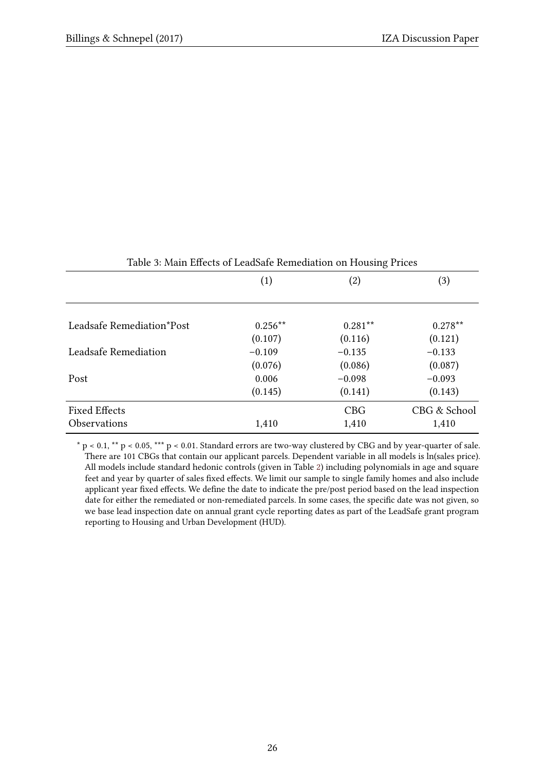Table 3: Main Effects of LeadSafe Remediation on Housing Prices

| | (1) | (2) | (3) |
|---|---|---|---|
| Leadsafe Remediation*Post | 0.256** | 0.281** | 0.278** |
| | (0.107) | (0.116) | (0.121) |
| Leadsafe Remediation | −0.109 | −0.135 | −0.133 |
| | (0.076) | (0.086) | (0.087) |
| Post | 0.006 | −0.098 | −0.093 |
| | (0.145) | (0.141) | (0.143) |
| Fixed Effects | | CBG | CBG & School |
| Observations | 1,410 | 1,410 | 1,410 |

\* $p < 0.1$, ** $p < 0.05$, *** $p < 0.01$. Standard errors are two-way clustered by CBG and by year-quarter of sale. There are 101 CBGs that contain our applicant parcels. Dependent variable in all models is ln(sales price). All models include standard hedonic controls (given in Table 2) including polynomials in age and square feet and year by quarter of sales fixed effects. We limit our sample to single family homes and also include applicant year fixed effects. We define the date to indicate the pre/post period based on the lead inspection date for either the remediated or non-remediated parcels. In some cases, the specific date was not given, so we base lead inspection date on annual grant cycle reporting dates as part of the LeadSafe grant program reporting to Housing and Urban Development (HUD).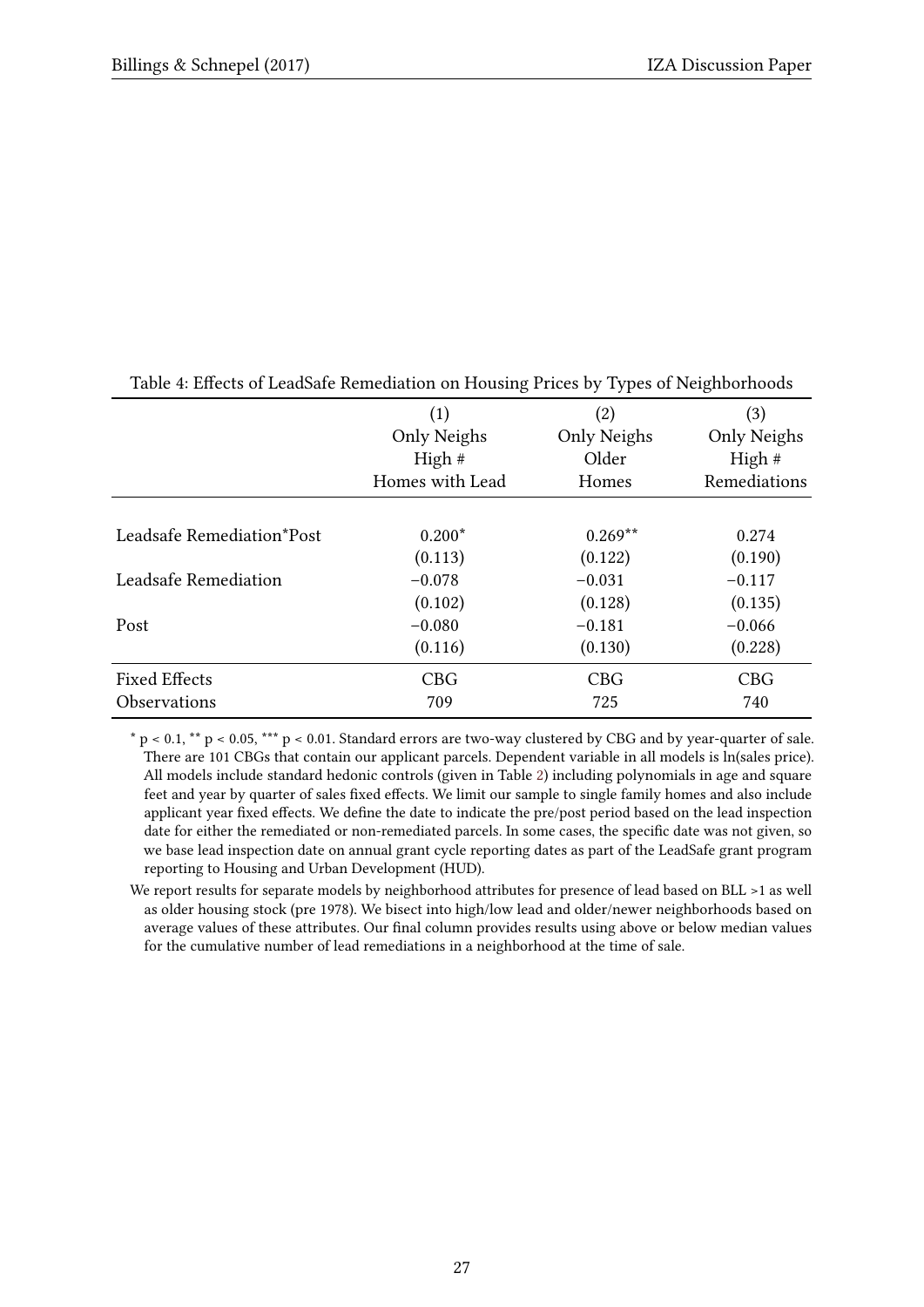Table 4: Effects of LeadSafe Remediation on Housing Prices by Types of Neighborhoods

| | (1) | (2) | (3) |
|---|---|---|---|
| | Only Neighs High # Homes with Lead | Only Neighs Older Homes | Only Neighs High # Remediations |
| Leadsafe Remediation*Post | 0.200* | 0.269** | 0.274 |
| | (0.113) | (0.122) | (0.190) |
| Leadsafe Remediation | −0.078 | −0.031 | −0.117 |
| | (0.102) | (0.128) | (0.135) |
| Post | −0.080 | −0.181 | −0.066 |
| | (0.116) | (0.130) | (0.228) |
| Fixed Effects | CBG | CBG | CBG |
| Observations | 709 | 725 | 740 |

* $p < 0.1$, ** $p < 0.05$, *** $p < 0.01$. Standard errors are two-way clustered by CBG and by year-quarter of sale. There are 101 CBGs that contain our applicant parcels. Dependent variable in all models is ln(sales price). All models include standard hedonic controls (given in Table 2) including polynomials in age and square feet and year by quarter of sales fixed effects. We limit our sample to single family homes and also include applicant year fixed effects. We define the date to indicate the pre/post period based on the lead inspection date for either the remediated or non-remediated parcels. In some cases, the specific date was not given, so we base lead inspection date on annual grant cycle reporting dates as part of the LeadSafe grant program reporting to Housing and Urban Development (HUD).

We report results for separate models by neighborhood attributes for presence of lead based on BLL >1 as well as older housing stock (pre 1978). We bisect into high/low lead and older/newer neighborhoods based on average values of these attributes. Our final column provides results using above or below median values for the cumulative number of lead remediations in a neighborhood at the time of sale.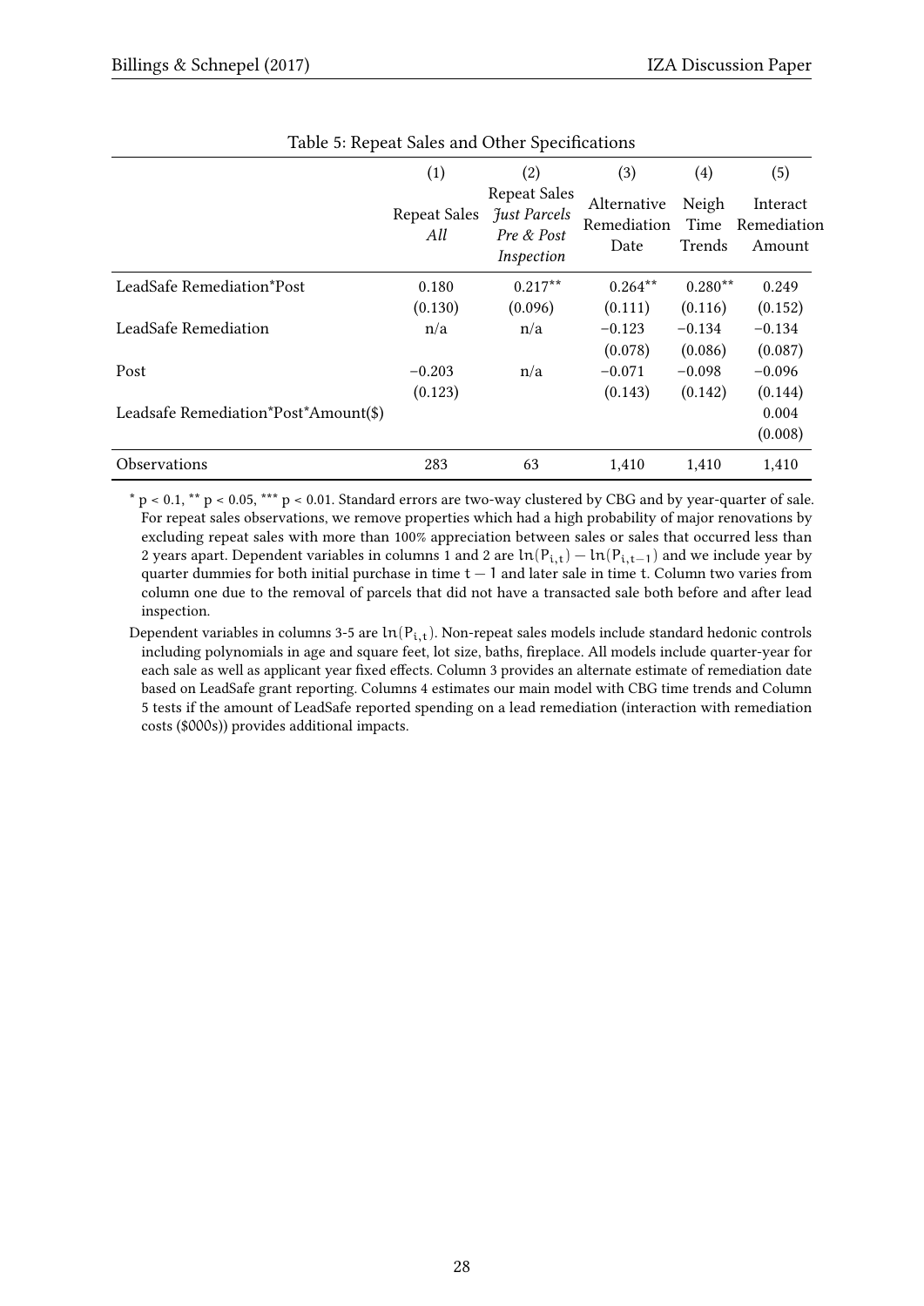Table 5: Repeat Sales and Other Specifications

| | (1) | (2) | (3) | (4) | (5) |
|---|---|---|---|---|---|
| | Repeat Sales *All* | Repeat Sales *Just Parcels Pre & Post Inspection* | Alternative Remediation Date | Neigh Time Trends | Interact Remediation Amount |
| LeadSafe Remediation*Post | 0.180 | $0.217^{**}$ | $0.264^{**}$ | $0.280^{**}$ | 0.249 |
| | (0.130) | (0.096) | (0.111) | (0.116) | (0.152) |
| LeadSafe Remediation | n/a | n/a | −0.123 | −0.134 | −0.134 |
| | | | (0.078) | (0.086) | (0.087) |
| Post | −0.203 | n/a | −0.071 | −0.098 | −0.096 |
| | (0.123) | | (0.143) | (0.142) | (0.144) |
| Leadsafe Remediation*Post*Amount($) | | | | | 0.004 |
| | | | | | (0.008) |
| Observations | 283 | 63 | 1,410 | 1,410 | 1,410 |

\* $p < 0.1$, \*\* $p < 0.05$, \*\*\* $p < 0.01$. Standard errors are two-way clustered by CBG and by year-quarter of sale. For repeat sales observations, we remove properties which had a high probability of major renovations by excluding repeat sales with more than 100% appreciation between sales or sales that occurred less than 2 years apart. Dependent variables in columns 1 and 2 are $\ln(P_{i,t}) - \ln(P_{i,t-1})$ and we include year by quarter dummies for both initial purchase in time $t-1$ and later sale in time $t$. Column two varies from column one due to the removal of parcels that did not have a transacted sale both before and after lead inspection.

Dependent variables in columns 3-5 are $\ln(P_{i,t})$. Non-repeat sales models include standard hedonic controls including polynomials in age and square feet, lot size, baths, fireplace. All models include quarter-year for each sale as well as applicant year fixed effects. Column 3 provides an alternate estimate of remediation date based on LeadSafe grant reporting. Columns 4 estimates our main model with CBG time trends and Column 5 tests if the amount of LeadSafe reported spending on a lead remediation (interaction with remediation costs ($000s)) provides additional impacts.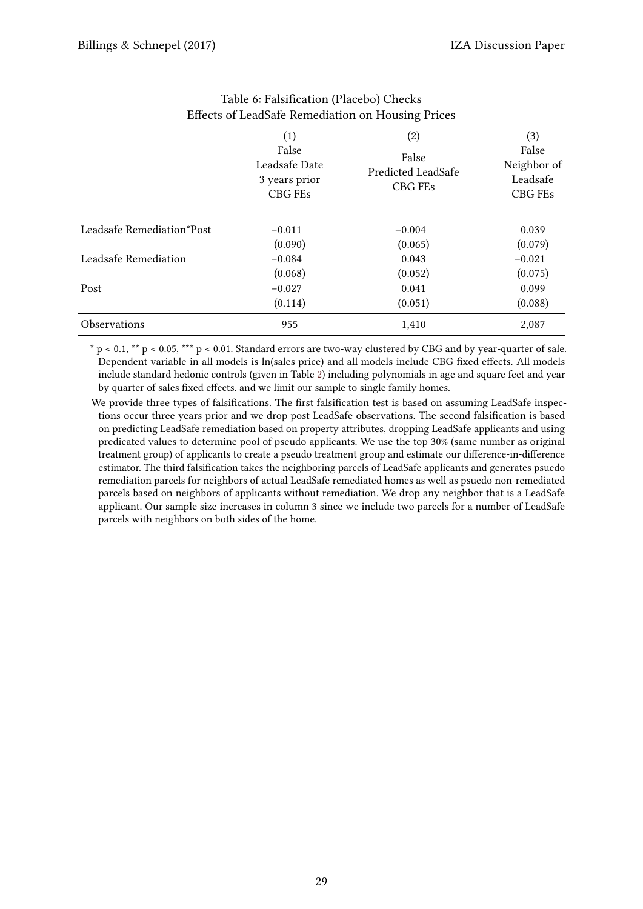Table 6: Falsification (Placebo) Checks
Effects of LeadSafe Remediation on Housing Prices

| | (1)<br>False<br>Leadsafe Date<br>3 years prior<br>CBG FEs | (2)<br>False<br>Predicted LeadSafe<br>CBG FEs | (3)<br>False<br>Neighbor of<br>Leadsafe<br>CBG FEs |
|---|---|---|---|
| Leadsafe Remediation*Post | −0.011 | −0.004 | 0.039 |
| | (0.090) | (0.065) | (0.079) |
| Leadsafe Remediation | −0.084 | 0.043 | −0.021 |
| | (0.068) | (0.052) | (0.075) |
| Post | −0.027 | 0.041 | 0.099 |
| | (0.114) | (0.051) | (0.088) |
| Observations | 955 | 1,410 | 2,087 |

* $p < 0.1$, ** $p < 0.05$, *** $p < 0.01$. Standard errors are two-way clustered by CBG and by year-quarter of sale. Dependent variable in all models is ln(sales price) and all models include CBG fixed effects. All models include standard hedonic controls (given in Table 2) including polynomials in age and square feet and year by quarter of sales fixed effects. and we limit our sample to single family homes.

We provide three types of falsifications. The first falsification test is based on assuming LeadSafe inspections occur three years prior and we drop post LeadSafe observations. The second falsification is based on predicting LeadSafe remediation based on property attributes, dropping LeadSafe applicants and using predicated values to determine pool of pseudo applicants. We use the top 30% (same number as original treatment group) of applicants to create a pseudo treatment group and estimate our difference-in-difference estimator. The third falsification takes the neighboring parcels of LeadSafe applicants and generates psuedo remediation parcels for neighbors of actual LeadSafe remediated homes as well as psuedo non-remediated parcels based on neighbors of applicants without remediation. We drop any neighbor that is a LeadSafe applicant. Our sample size increases in column 3 since we include two parcels for a number of LeadSafe parcels with neighbors on both sides of the home.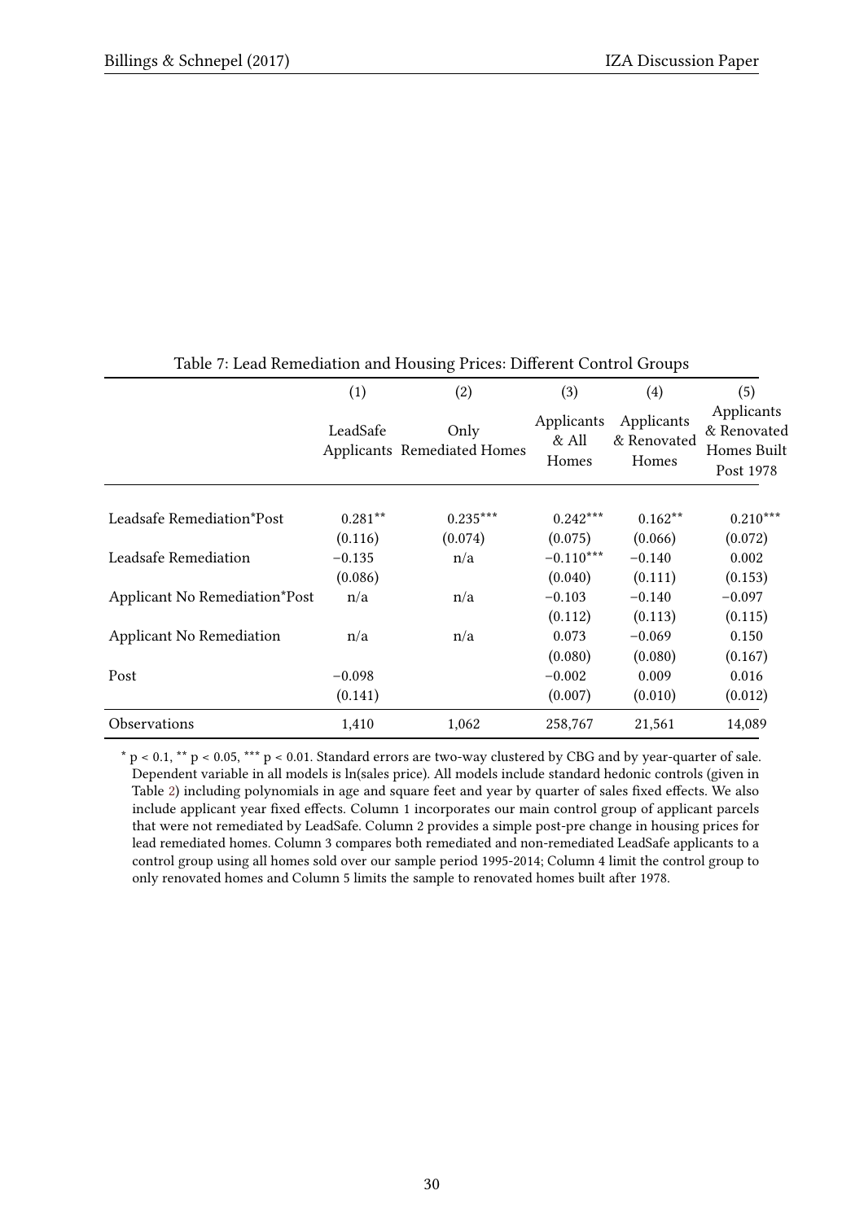Table 7: Lead Remediation and Housing Prices: Different Control Groups

| | (1) | (2) | (3) | (4) | (5) |
|---|---|---|---|---|---|
| | LeadSafe Applicants | Only Remediated Homes | Applicants & All Homes | Applicants & Renovated Homes | Applicants & Renovated Homes Built Post 1978 |
| Leadsafe Remediation*Post | 0.281** | 0.235*** | 0.242*** | 0.162** | 0.210*** |
| | (0.116) | (0.074) | (0.075) | (0.066) | (0.072) |
| Leadsafe Remediation | −0.135 | n/a | −0.110*** | −0.140 | 0.002 |
| | (0.086) | | (0.040) | (0.111) | (0.153) |
| Applicant No Remediation*Post | n/a | n/a | −0.103 | −0.140 | −0.097 |
| | | | (0.112) | (0.113) | (0.115) |
| Applicant No Remediation | n/a | n/a | 0.073 | −0.069 | 0.150 |
| | | | (0.080) | (0.080) | (0.167) |
| Post | −0.098 | | −0.002 | 0.009 | 0.016 |
| | (0.141) | | (0.007) | (0.010) | (0.012) |
| Observations | 1,410 | 1,062 | 258,767 | 21,561 | 14,089 |

\* $p < 0.1$, ** $p < 0.05$, *** $p < 0.01$. Standard errors are two-way clustered by CBG and by year-quarter of sale. Dependent variable in all models is ln(sales price). All models include standard hedonic controls (given in Table 2) including polynomials in age and square feet and year by quarter of sales fixed effects. We also include applicant year fixed effects. Column 1 incorporates our main control group of applicant parcels that were not remediated by LeadSafe. Column 2 provides a simple post-pre change in housing prices for lead remediated homes. Column 3 compares both remediated and non-remediated LeadSafe applicants to a control group using all homes sold over our sample period 1995-2014; Column 4 limit the control group to only renovated homes and Column 5 limits the sample to renovated homes built after 1978.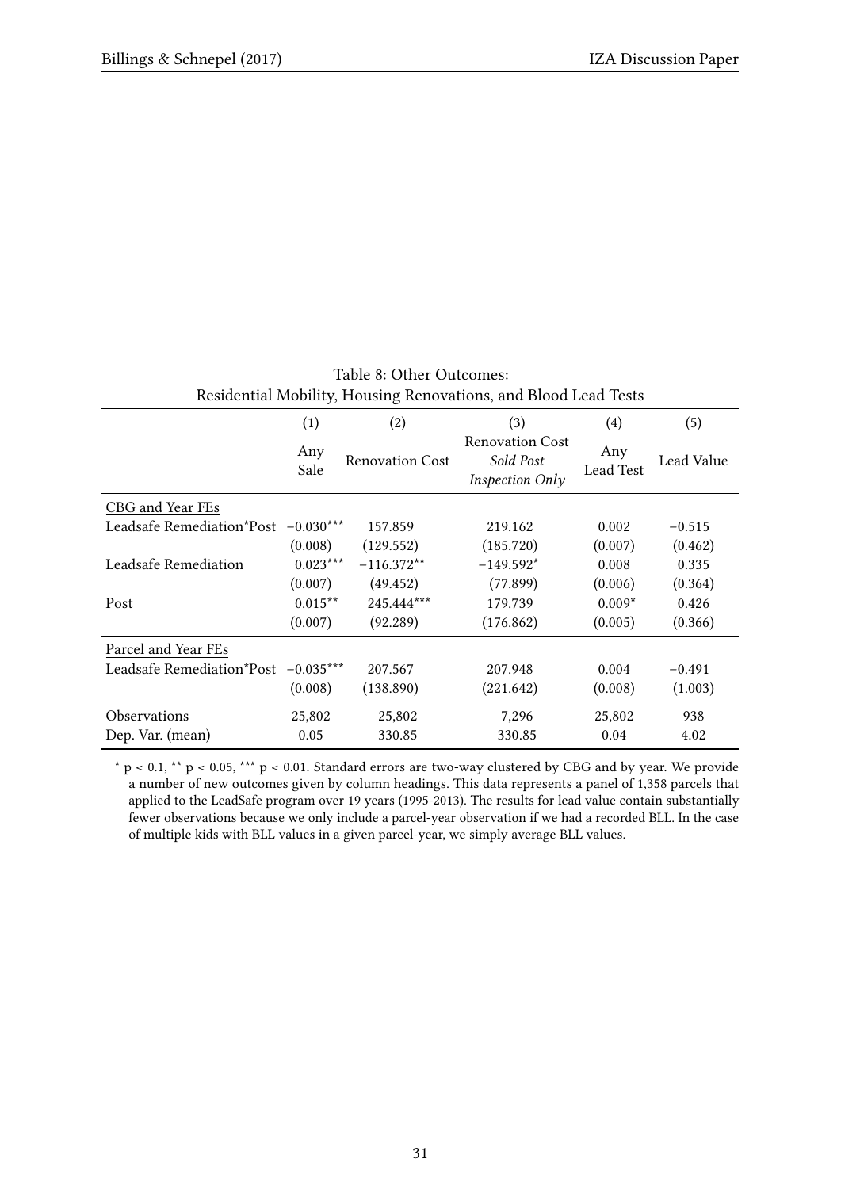Table 8: Other Outcomes:
Residential Mobility, Housing Renovations, and Blood Lead Tests

| | (1) | (2) | (3) | (4) | (5) |
|---|---|---|---|---|---|
| | Any Sale | Renovation Cost | Renovation Cost *Sold Post Inspection Only* | Any Lead Test | Lead Value |
| CBG and Year FEs | | | | | |
| Leadsafe Remediation*Post | $-0.030^{***}$ | 157.859 | 219.162 | 0.002 | $-0.515$ |
| | (0.008) | (129.552) | (185.720) | (0.007) | (0.462) |
| Leadsafe Remediation | $0.023^{***}$ | $-116.372^{**}$ | $-149.592^{*}$ | 0.008 | 0.335 |
| | (0.007) | (49.452) | (77.899) | (0.006) | (0.364) |
| Post | $0.015^{**}$ | $245.444^{***}$ | 179.739 | $0.009^{*}$ | 0.426 |
| | (0.007) | (92.289) | (176.862) | (0.005) | (0.366) |
| Parcel and Year FEs | | | | | |
| Leadsafe Remediation*Post | $-0.035^{***}$ | 207.567 | 207.948 | 0.004 | $-0.491$ |
| | (0.008) | (138.890) | (221.642) | (0.008) | (1.003) |
| Observations | 25,802 | 25,802 | 7,296 | 25,802 | 938 |
| Dep. Var. (mean) | 0.05 | 330.85 | 330.85 | 0.04 | 4.02 |

$^{*}$ $p < 0.1$, $^{**}$ $p < 0.05$, $^{***}$ $p < 0.01$. Standard errors are two-way clustered by CBG and by year. We provide a number of new outcomes given by column headings. This data represents a panel of 1,358 parcels that applied to the LeadSafe program over 19 years (1995-2013). The results for lead value contain substantially fewer observations because we only include a parcel-year observation if we had a recorded BLL. In the case of multiple kids with BLL values in a given parcel-year, we simply average BLL values.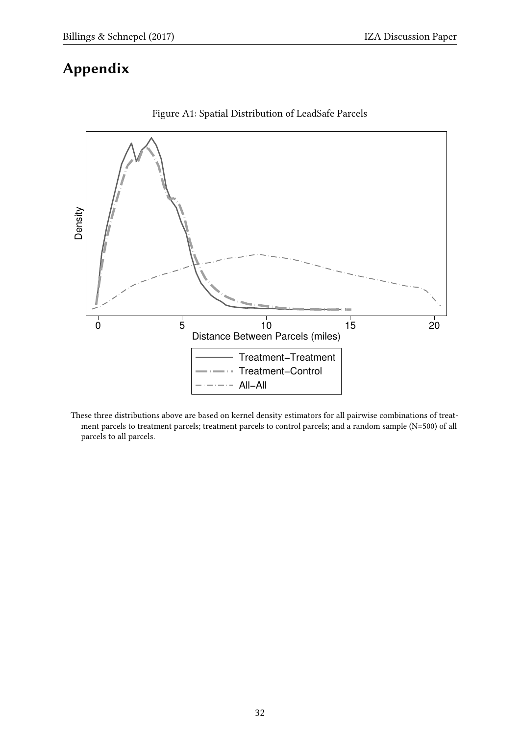# Appendix

Figure A1: Spatial Distribution of LeadSafe Parcels

Density

0
5
10
15
20

Distance Between Parcels (miles)

Treatment−Treatment
Treatment−Control
All−All

These three distributions above are based on kernel density estimators for all pairwise combinations of treatment parcels to treatment parcels; treatment parcels to control parcels; and a random sample (N=500) of all parcels to all parcels.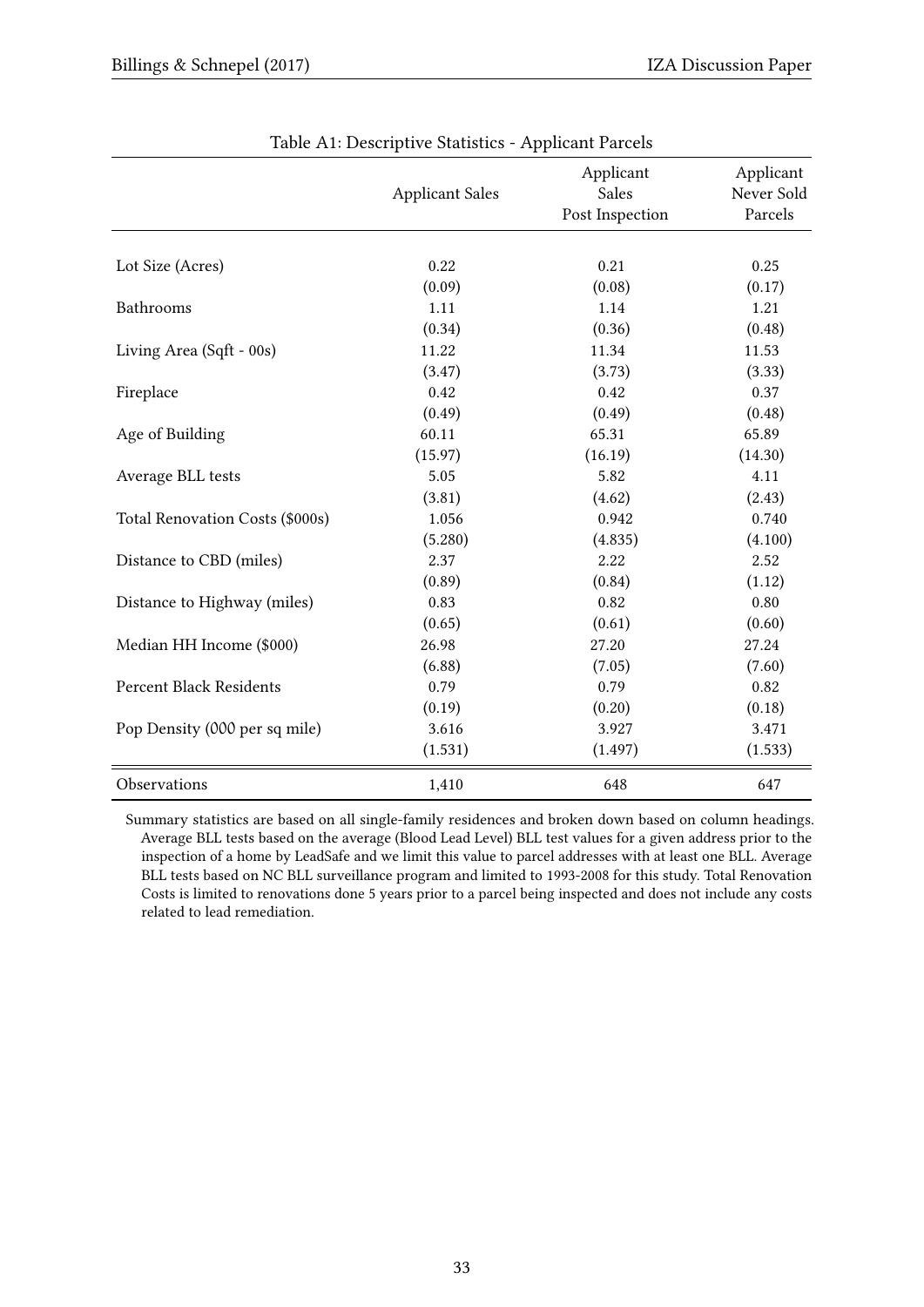Table A1: Descriptive Statistics - Applicant Parcels

| | Applicant Sales | Applicant Sales Post Inspection | Applicant Never Sold Parcels |
|---|---|---|---|
| Lot Size (Acres) | 0.22 | 0.21 | 0.25 |
| | (0.09) | (0.08) | (0.17) |
| Bathrooms | 1.11 | 1.14 | 1.21 |
| | (0.34) | (0.36) | (0.48) |
| Living Area (Sqft - 00s) | 11.22 | 11.34 | 11.53 |
| | (3.47) | (3.73) | (3.33) |
| Fireplace | 0.42 | 0.42 | 0.37 |
| | (0.49) | (0.49) | (0.48) |
| Age of Building | 60.11 | 65.31 | 65.89 |
| | (15.97) | (16.19) | (14.30) |
| Average BLL tests | 5.05 | 5.82 | 4.11 |
| | (3.81) | (4.62) | (2.43) |
| Total Renovation Costs ($000s) | 1.056 | 0.942 | 0.740 |
| | (5.280) | (4.835) | (4.100) |
| Distance to CBD (miles) | 2.37 | 2.22 | 2.52 |
| | (0.89) | (0.84) | (1.12) |
| Distance to Highway (miles) | 0.83 | 0.82 | 0.80 |
| | (0.65) | (0.61) | (0.60) |
| Median HH Income ($000) | 26.98 | 27.20 | 27.24 |
| | (6.88) | (7.05) | (7.60) |
| Percent Black Residents | 0.79 | 0.79 | 0.82 |
| | (0.19) | (0.20) | (0.18) |
| Pop Density (000 per sq mile) | 3.616 | 3.927 | 3.471 |
| | (1.531) | (1.497) | (1.533) |
| Observations | 1,410 | 648 | 647 |

Summary statistics are based on all single-family residences and broken down based on column headings. Average BLL tests based on the average (Blood Lead Level) BLL test values for a given address prior to the inspection of a home by LeadSafe and we limit this value to parcel addresses with at least one BLL. Average BLL tests based on NC BLL surveillance program and limited to 1993-2008 for this study. Total Renovation Costs is limited to renovations done 5 years prior to a parcel being inspected and does not include any costs related to lead remediation.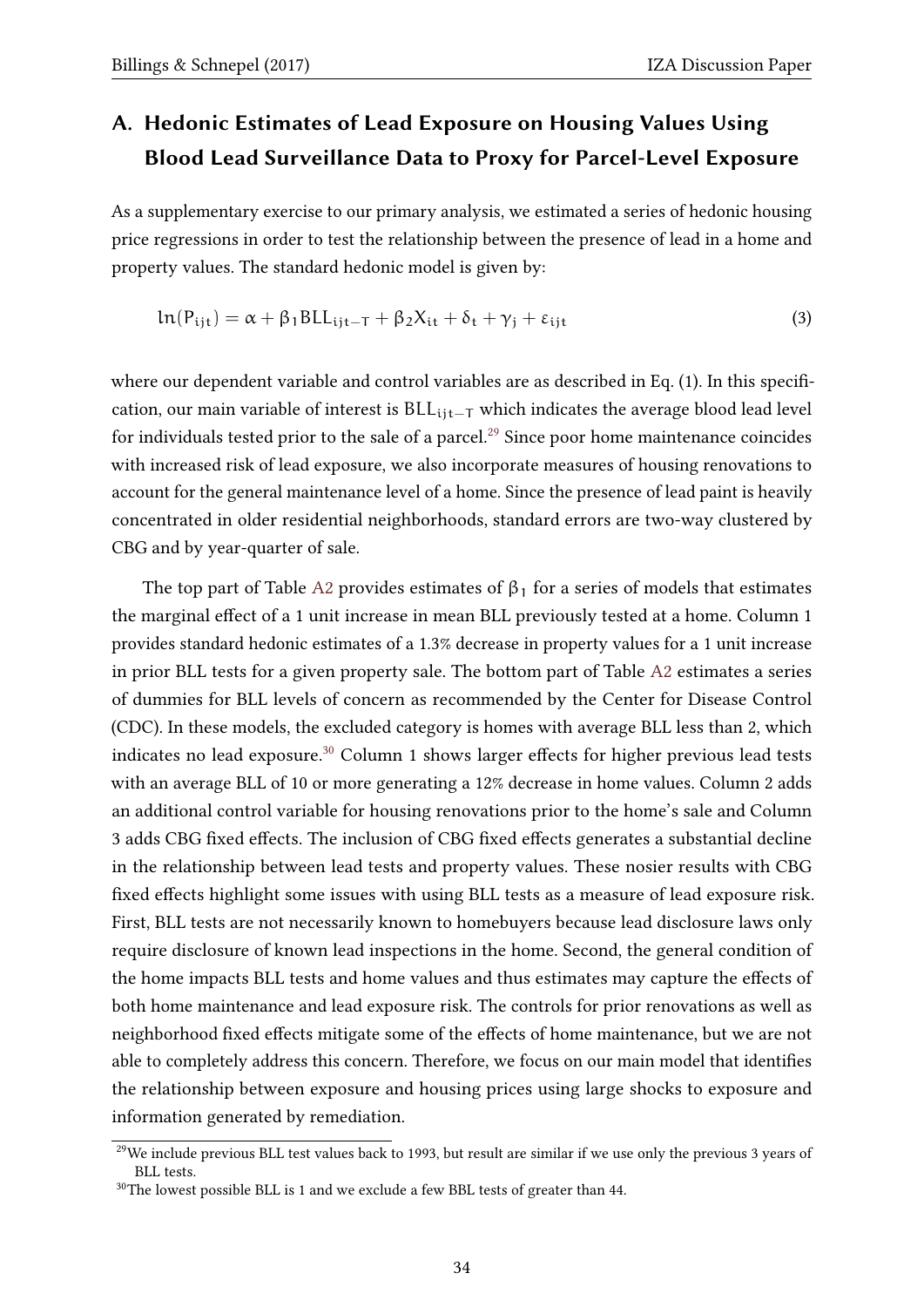## A. Hedonic Estimates of Lead Exposure on Housing Values Using Blood Lead Surveillance Data to Proxy for Parcel-Level Exposure

As a supplementary exercise to our primary analysis, we estimated a series of hedonic housing price regressions in order to test the relationship between the presence of lead in a home and property values. The standard hedonic model is given by:

$$\ln(P_{ijt}) = \alpha + \beta_1 BLL_{ijt-T} + \beta_2 X_{it} + \delta_t + \gamma_j + \varepsilon_{ijt} \tag{3}$$

where our dependent variable and control variables are as described in Eq. (1). In this specification, our main variable of interest is $BLL_{ijt-T}$ which indicates the average blood lead level for individuals tested prior to the sale of a parcel.[29] Since poor home maintenance coincides with increased risk of lead exposure, we also incorporate measures of housing renovations to account for the general maintenance level of a home. Since the presence of lead paint is heavily concentrated in older residential neighborhoods, standard errors are two-way clustered by CBG and by year-quarter of sale.

The top part of Table A2 provides estimates of $\beta_1$ for a series of models that estimates the marginal effect of a 1 unit increase in mean BLL previously tested at a home. Column 1 provides standard hedonic estimates of a 1.3% decrease in property values for a 1 unit increase in prior BLL tests for a given property sale. The bottom part of Table A2 estimates a series of dummies for BLL levels of concern as recommended by the Center for Disease Control (CDC). In these models, the excluded category is homes with average BLL less than 2, which indicates no lead exposure.[30] Column 1 shows larger effects for higher previous lead tests with an average BLL of 10 or more generating a 12% decrease in home values. Column 2 adds an additional control variable for housing renovations prior to the home's sale and Column 3 adds CBG fixed effects. The inclusion of CBG fixed effects generates a substantial decline in the relationship between lead tests and property values. These nosier results with CBG fixed effects highlight some issues with using BLL tests as a measure of lead exposure risk. First, BLL tests are not necessarily known to homebuyers because lead disclosure laws only require disclosure of known lead inspections in the home. Second, the general condition of the home impacts BLL tests and home values and thus estimates may capture the effects of both home maintenance and lead exposure risk. The controls for prior renovations as well as neighborhood fixed effects mitigate some of the effects of home maintenance, but we are not able to completely address this concern. Therefore, we focus on our main model that identifies the relationship between exposure and housing prices using large shocks to exposure and information generated by remediation.

[29] We include previous BLL test values back to 1993, but result are similar if we use only the previous 3 years of BLL tests.

[30] The lowest possible BLL is 1 and we exclude a few BBL tests of greater than 44.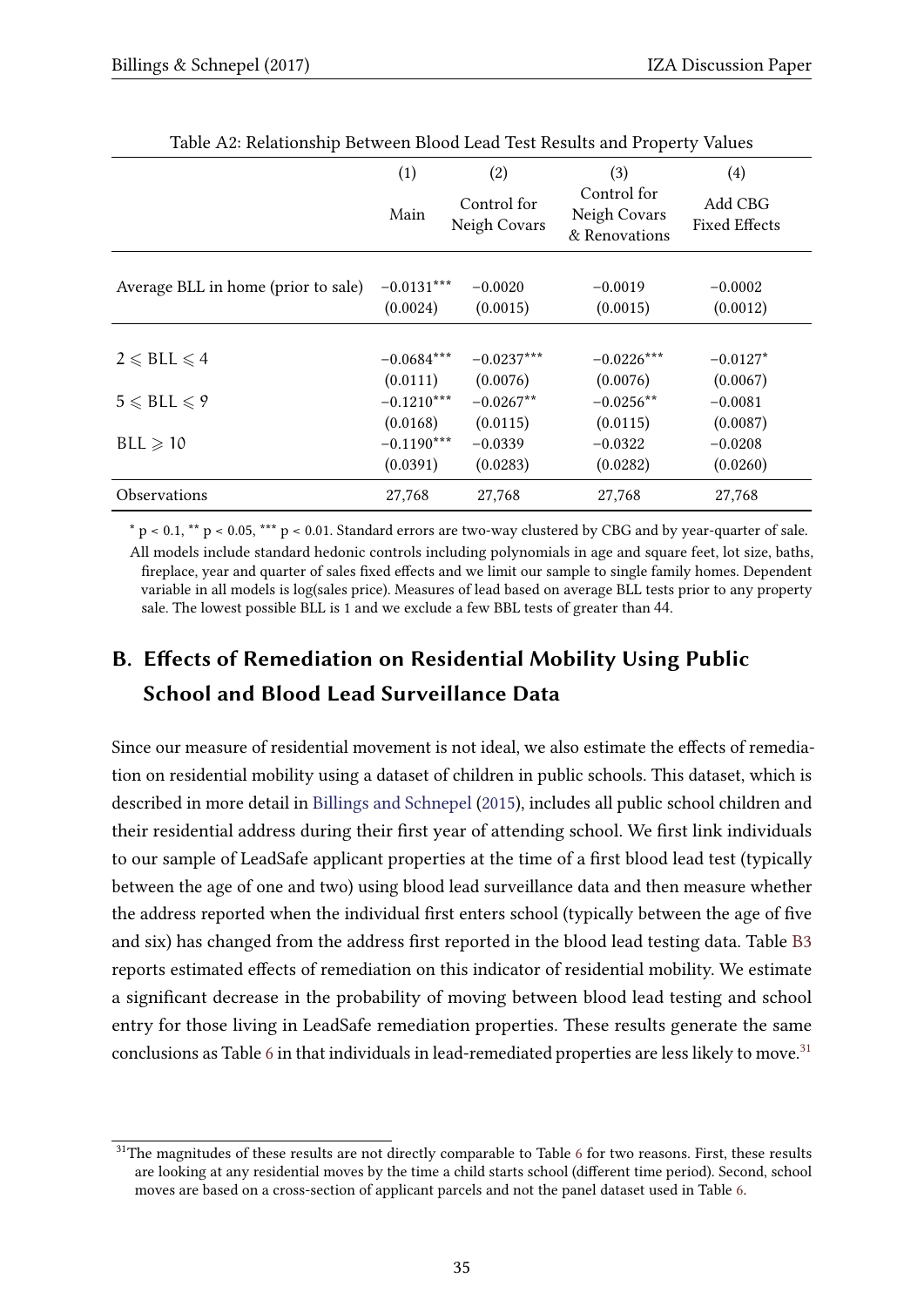Table A2: Relationship Between Blood Lead Test Results and Property Values

| | (1) | (2) | (3) | (4) |
|---|---|---|---|---|
| | Main | Control for Neigh Covars | Control for Neigh Covars & Renovations | Add CBG Fixed Effects |
| Average BLL in home (prior to sale) | −0.0131*** | −0.0020 | −0.0019 | −0.0002 |
| | (0.0024) | (0.0015) | (0.0015) | (0.0012) |
| $2 \leqslant$ BLL $\leqslant 4$ | −0.0684*** | −0.0237*** | −0.0226*** | −0.0127* |
| | (0.0111) | (0.0076) | (0.0076) | (0.0067) |
| $5 \leqslant$ BLL $\leqslant 9$ | −0.1210*** | −0.0267** | −0.0256** | −0.0081 |
| | (0.0168) | (0.0115) | (0.0115) | (0.0087) |
| BLL $\geqslant 10$ | −0.1190*** | −0.0339 | −0.0322 | −0.0208 |
| | (0.0391) | (0.0283) | (0.0282) | (0.0260) |
| Observations | 27,768 | 27,768 | 27,768 | 27,768 |

* $p < 0.1$, ** $p < 0.05$, *** $p < 0.01$. Standard errors are two-way clustered by CBG and by year-quarter of sale. All models include standard hedonic controls including polynomials in age and square feet, lot size, baths, fireplace, year and quarter of sales fixed effects and we limit our sample to single family homes. Dependent variable in all models is log(sales price). Measures of lead based on average BLL tests prior to any property sale. The lowest possible BLL is 1 and we exclude a few BBL tests of greater than 44.

## B. Effects of Remediation on Residential Mobility Using Public School and Blood Lead Surveillance Data

Since our measure of residential movement is not ideal, we also estimate the effects of remediation on residential mobility using a dataset of children in public schools. This dataset, which is described in more detail in Billings and Schnepel (2015), includes all public school children and their residential address during their first year of attending school. We first link individuals to our sample of LeadSafe applicant properties at the time of a first blood lead test (typically between the age of one and two) using blood lead surveillance data and then measure whether the address reported when the individual first enters school (typically between the age of five and six) has changed from the address first reported in the blood lead testing data. Table B3 reports estimated effects of remediation on this indicator of residential mobility. We estimate a significant decrease in the probability of moving between blood lead testing and school entry for those living in LeadSafe remediation properties. These results generate the same conclusions as Table 6 in that individuals in lead-remediated properties are less likely to move.[31]

[31] The magnitudes of these results are not directly comparable to Table 6 for two reasons. First, these results are looking at any residential moves by the time a child starts school (different time period). Second, school moves are based on a cross-section of applicant parcels and not the panel dataset used in Table 6.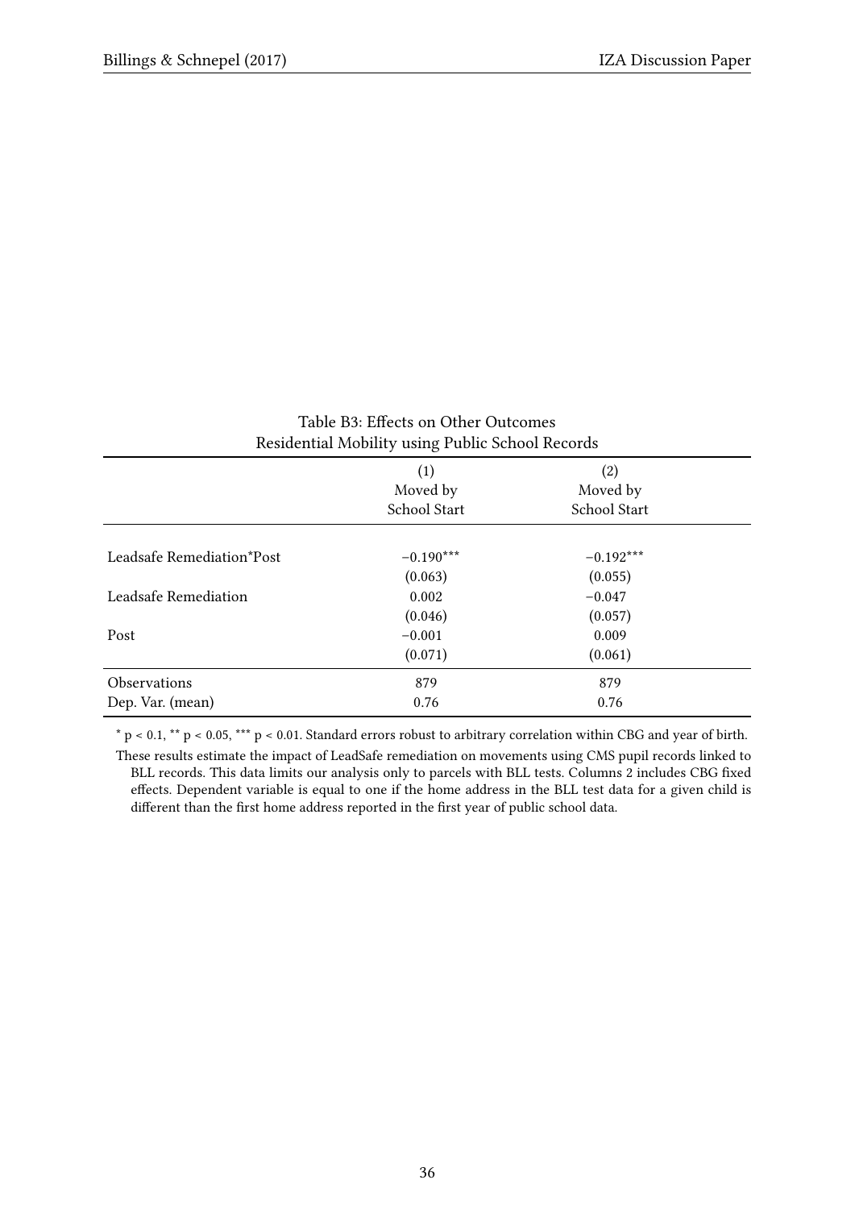Table B3: Effects on Other Outcomes
Residential Mobility using Public School Records

| | (1) Moved by School Start | (2) Moved by School Start |
|---|---|---|
| Leadsafe Remediation*Post | $-0.190^{***}$ | $-0.192^{***}$ |
| | (0.063) | (0.055) |
| Leadsafe Remediation | 0.002 | $-0.047$ |
| | (0.046) | (0.057) |
| Post | $-0.001$ | 0.009 |
| | (0.071) | (0.061) |
| Observations | 879 | 879 |
| Dep. Var. (mean) | 0.76 | 0.76 |

\* $p < 0.1$, ** $p < 0.05$, *** $p < 0.01$. Standard errors robust to arbitrary correlation within CBG and year of birth.

These results estimate the impact of LeadSafe remediation on movements using CMS pupil records linked to BLL records. This data limits our analysis only to parcels with BLL tests. Columns 2 includes CBG fixed effects. Dependent variable is equal to one if the home address in the BLL test data for a given child is different than the first home address reported in the first year of public school data.